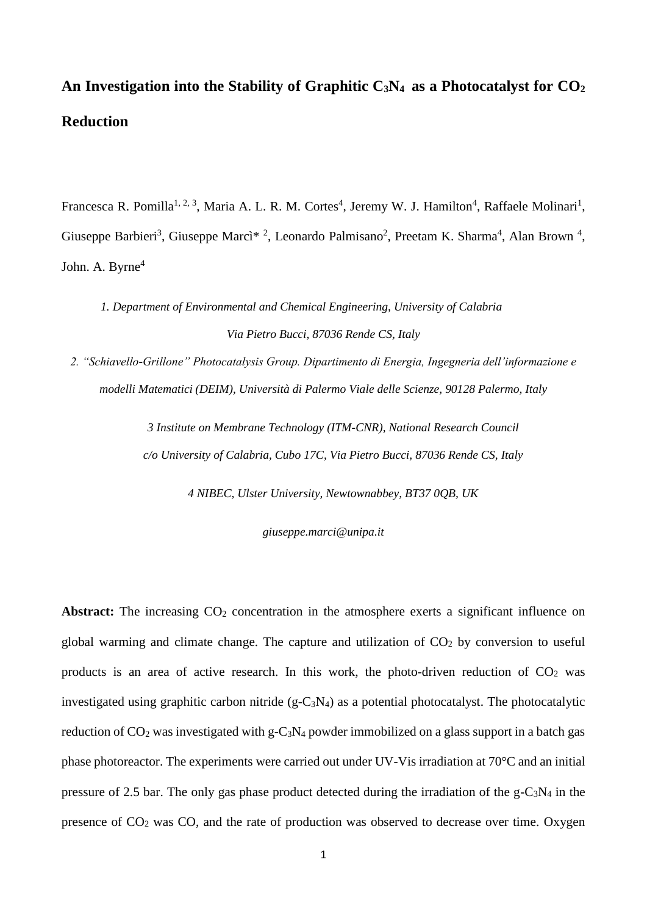# An Investigation into the Stability of Graphitic $C_3N_4$ as a Photocatalyst for $CO_2$ Reduction

Francesca R. Pomilla[1, 2, 3], Maria A. L. R. M. Cortes[4], Jeremy W. J. Hamilton[4], Raffaele Molinari[1], Giuseppe Barbieri[3], Giuseppe Marcì* [2], Leonardo Palmisano[2], Preetam K. Sharma[4], Alan Brown [4], John. A. Byrne[4]

*1. Department of Environmental and Chemical Engineering, University of Calabria Via Pietro Bucci, 87036 Rende CS, Italy*

*2. "Schiavello-Grillone" Photocatalysis Group. Dipartimento di Energia, Ingegneria dell'informazione e modelli Matematici (DEIM), Università di Palermo Viale delle Scienze, 90128 Palermo, Italy*

*3 Institute on Membrane Technology (ITM-CNR), National Research Council c/o University of Calabria, Cubo 17C, Via Pietro Bucci, 87036 Rende CS, Italy*

*4 NIBEC, Ulster University, Newtownabbey, BT37 0QB, UK*

*giuseppe.marci@unipa.it*

**Abstract:** The increasing $CO_2$ concentration in the atmosphere exerts a significant influence on global warming and climate change. The capture and utilization of $CO_2$ by conversion to useful products is an area of active research. In this work, the photo-driven reduction of $CO_2$ was investigated using graphitic carbon nitride ($g\text{-}C_3N_4$) as a potential photocatalyst. The photocatalytic reduction of $CO_2$ was investigated with $g\text{-}C_3N_4$ powder immobilized on a glass support in a batch gas phase photoreactor. The experiments were carried out under UV-Vis irradiation at 70°C and an initial pressure of 2.5 bar. The only gas phase product detected during the irradiation of the $g\text{-}C_3N_4$ in the presence of $CO_2$ was CO, and the rate of production was observed to decrease over time. Oxygen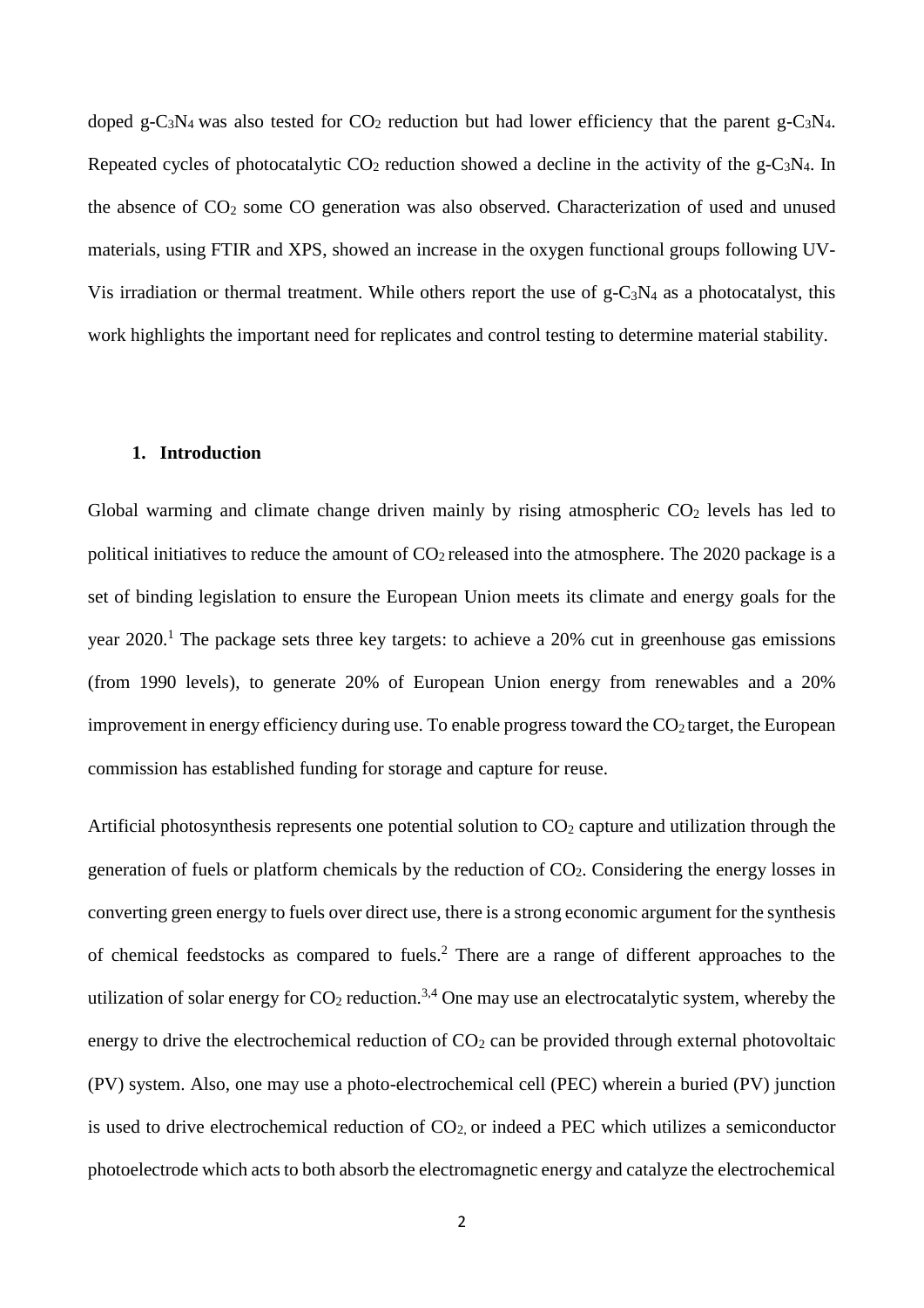doped g-$C_3N_4$ was also tested for $CO_2$ reduction but had lower efficiency that the parent g-$C_3N_4$. Repeated cycles of photocatalytic $CO_2$ reduction showed a decline in the activity of the g-$C_3N_4$. In the absence of $CO_2$ some CO generation was also observed. Characterization of used and unused materials, using FTIR and XPS, showed an increase in the oxygen functional groups following UV-Vis irradiation or thermal treatment. While others report the use of g-$C_3N_4$ as a photocatalyst, this work highlights the important need for replicates and control testing to determine material stability.

## 1. Introduction

Global warming and climate change driven mainly by rising atmospheric $CO_2$ levels has led to political initiatives to reduce the amount of $CO_2$ released into the atmosphere. The 2020 package is a set of binding legislation to ensure the European Union meets its climate and energy goals for the year 2020.[1] The package sets three key targets: to achieve a 20% cut in greenhouse gas emissions (from 1990 levels), to generate 20% of European Union energy from renewables and a 20% improvement in energy efficiency during use. To enable progress toward the $CO_2$ target, the European commission has established funding for storage and capture for reuse.

Artificial photosynthesis represents one potential solution to $CO_2$ capture and utilization through the generation of fuels or platform chemicals by the reduction of $CO_2$. Considering the energy losses in converting green energy to fuels over direct use, there is a strong economic argument for the synthesis of chemical feedstocks as compared to fuels.[2] There are a range of different approaches to the utilization of solar energy for $CO_2$ reduction.[3,4] One may use an electrocatalytic system, whereby the energy to drive the electrochemical reduction of $CO_2$ can be provided through external photovoltaic (PV) system. Also, one may use a photo-electrochemical cell (PEC) wherein a buried (PV) junction is used to drive electrochemical reduction of $CO_2$, or indeed a PEC which utilizes a semiconductor photoelectrode which acts to both absorb the electromagnetic energy and catalyze the electrochemical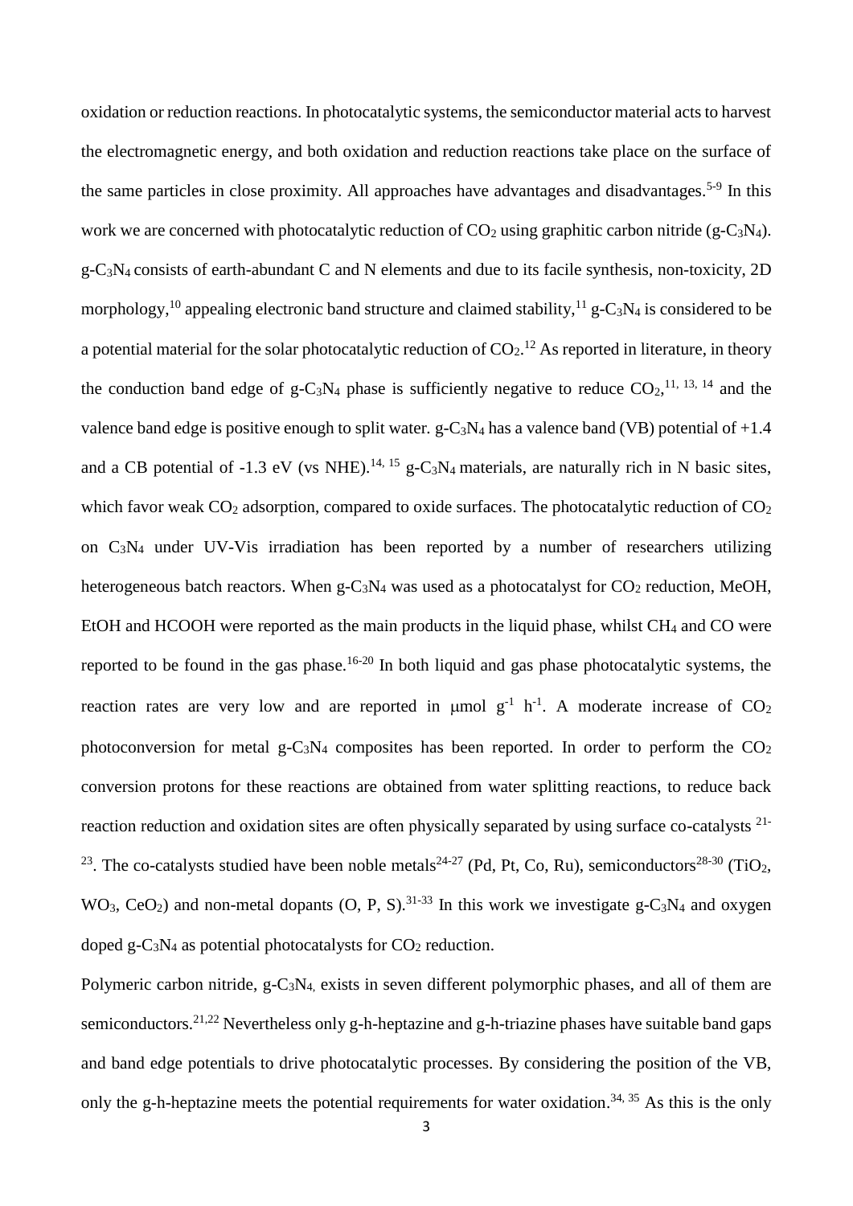oxidation or reduction reactions. In photocatalytic systems, the semiconductor material acts to harvest the electromagnetic energy, and both oxidation and reduction reactions take place on the surface of the same particles in close proximity. All approaches have advantages and disadvantages.[5-9] In this work we are concerned with photocatalytic reduction of $CO_2$ using graphitic carbon nitride (g-$C_3N_4$). g-$C_3N_4$ consists of earth-abundant C and N elements and due to its facile synthesis, non-toxicity, 2D morphology,[10] appealing electronic band structure and claimed stability,[11] g-$C_3N_4$ is considered to be a potential material for the solar photocatalytic reduction of $CO_2$.[12] As reported in literature, in theory the conduction band edge of g-$C_3N_4$ phase is sufficiently negative to reduce $CO_2$,[11, 13, 14] and the valence band edge is positive enough to split water. g-$C_3N_4$ has a valence band (VB) potential of +1.4 and a CB potential of -1.3 eV (vs NHE).[14, 15] g-$C_3N_4$ materials, are naturally rich in N basic sites, which favor weak $CO_2$ adsorption, compared to oxide surfaces. The photocatalytic reduction of $CO_2$ on $C_3N_4$ under UV-Vis irradiation has been reported by a number of researchers utilizing heterogeneous batch reactors. When g-$C_3N_4$ was used as a photocatalyst for $CO_2$ reduction, MeOH, EtOH and HCOOH were reported as the main products in the liquid phase, whilst $CH_4$ and CO were reported to be found in the gas phase.[16-20] In both liquid and gas phase photocatalytic systems, the reaction rates are very low and are reported in $\mu$mol $g^{-1}$ $h^{-1}$. A moderate increase of $CO_2$ photoconversion for metal g-$C_3N_4$ composites has been reported. In order to perform the $CO_2$ conversion protons for these reactions are obtained from water splitting reactions, to reduce back reaction reduction and oxidation sites are often physically separated by using surface co-catalysts [21-23]. The co-catalysts studied have been noble metals[24-27] (Pd, Pt, Co, Ru), semiconductors[28-30] ($TiO_2$, $WO_3$, $CeO_2$) and non-metal dopants (O, P, S).[31-33] In this work we investigate g-$C_3N_4$ and oxygen doped g-$C_3N_4$ as potential photocatalysts for $CO_2$ reduction.

Polymeric carbon nitride, g-$C_3N_4$, exists in seven different polymorphic phases, and all of them are semiconductors.[21,22] Nevertheless only g-h-heptazine and g-h-triazine phases have suitable band gaps and band edge potentials to drive photocatalytic processes. By considering the position of the VB, only the g-h-heptazine meets the potential requirements for water oxidation.[34, 35] As this is the only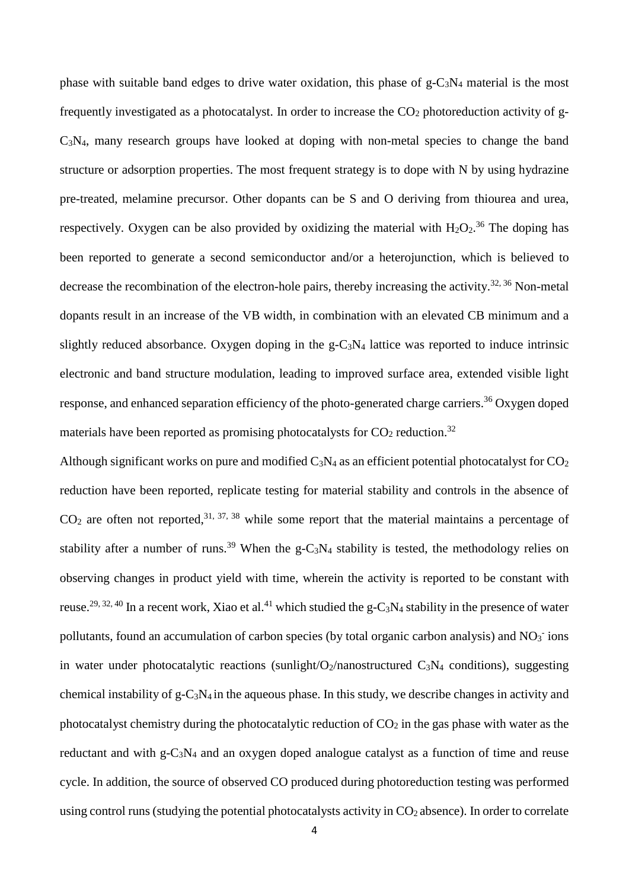phase with suitable band edges to drive water oxidation, this phase of g-$C_3N_4$ material is the most frequently investigated as a photocatalyst. In order to increase the $CO_2$ photoreduction activity of g-$C_3N_4$, many research groups have looked at doping with non-metal species to change the band structure or adsorption properties. The most frequent strategy is to dope with N by using hydrazine pre-treated, melamine precursor. Other dopants can be S and O deriving from thiourea and urea, respectively. Oxygen can be also provided by oxidizing the material with $H_2O_2$.[36] The doping has been reported to generate a second semiconductor and/or a heterojunction, which is believed to decrease the recombination of the electron-hole pairs, thereby increasing the activity.[32, 36] Non-metal dopants result in an increase of the VB width, in combination with an elevated CB minimum and a slightly reduced absorbance. Oxygen doping in the g-$C_3N_4$ lattice was reported to induce intrinsic electronic and band structure modulation, leading to improved surface area, extended visible light response, and enhanced separation efficiency of the photo-generated charge carriers.[36] Oxygen doped materials have been reported as promising photocatalysts for $CO_2$ reduction.[32]

Although significant works on pure and modified $C_3N_4$ as an efficient potential photocatalyst for $CO_2$ reduction have been reported, replicate testing for material stability and controls in the absence of $CO_2$ are often not reported,[31, 37, 38] while some report that the material maintains a percentage of stability after a number of runs.[39] When the g-$C_3N_4$ stability is tested, the methodology relies on observing changes in product yield with time, wherein the activity is reported to be constant with reuse.[29, 32, 40] In a recent work, Xiao et al.[41] which studied the g-$C_3N_4$ stability in the presence of water pollutants, found an accumulation of carbon species (by total organic carbon analysis) and $NO_3^-$ ions in water under photocatalytic reactions (sunlight/$O_2$/nanostructured $C_3N_4$ conditions), suggesting chemical instability of g-$C_3N_4$ in the aqueous phase. In this study, we describe changes in activity and photocatalyst chemistry during the photocatalytic reduction of $CO_2$ in the gas phase with water as the reductant and with g-$C_3N_4$ and an oxygen doped analogue catalyst as a function of time and reuse cycle. In addition, the source of observed CO produced during photoreduction testing was performed using control runs (studying the potential photocatalysts activity in $CO_2$ absence). In order to correlate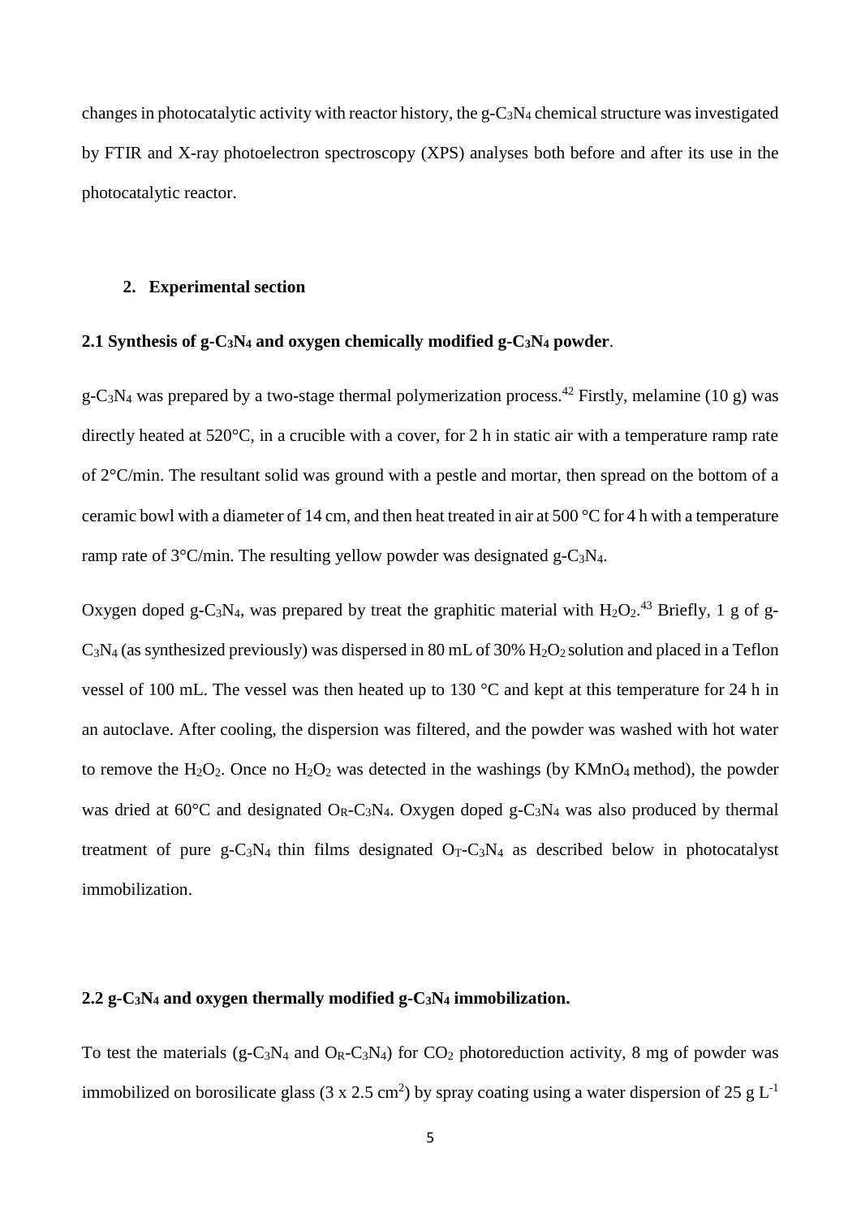changes in photocatalytic activity with reactor history, the g-$C_3N_4$ chemical structure was investigated by FTIR and X-ray photoelectron spectroscopy (XPS) analyses both before and after its use in the photocatalytic reactor.

## 2. Experimental section

### 2.1 Synthesis of g-$C_3N_4$ and oxygen chemically modified g-$C_3N_4$ powder.

g-$C_3N_4$ was prepared by a two-stage thermal polymerization process.[42] Firstly, melamine (10 g) was directly heated at 520°C, in a crucible with a cover, for 2 h in static air with a temperature ramp rate of 2°C/min. The resultant solid was ground with a pestle and mortar, then spread on the bottom of a ceramic bowl with a diameter of 14 cm, and then heat treated in air at 500 °C for 4 h with a temperature ramp rate of 3°C/min. The resulting yellow powder was designated g-$C_3N_4$.

Oxygen doped g-$C_3N_4$, was prepared by treat the graphitic material with $H_2O_2$.[43] Briefly, 1 g of g-$C_3N_4$ (as synthesized previously) was dispersed in 80 mL of 30% $H_2O_2$ solution and placed in a Teflon vessel of 100 mL. The vessel was then heated up to 130 °C and kept at this temperature for 24 h in an autoclave. After cooling, the dispersion was filtered, and the powder was washed with hot water to remove the $H_2O_2$. Once no $H_2O_2$ was detected in the washings (by $KMnO_4$ method), the powder was dried at 60°C and designated $O_R$-$C_3N_4$. Oxygen doped g-$C_3N_4$ was also produced by thermal treatment of pure g-$C_3N_4$ thin films designated $O_T$-$C_3N_4$ as described below in photocatalyst immobilization.

### 2.2 g-$C_3N_4$ and oxygen thermally modified g-$C_3N_4$ immobilization.

To test the materials (g-$C_3N_4$ and $O_R$-$C_3N_4$) for $CO_2$ photoreduction activity, 8 mg of powder was immobilized on borosilicate glass (3 x 2.5 $cm^2$) by spray coating using a water dispersion of 25 g $L^{-1}$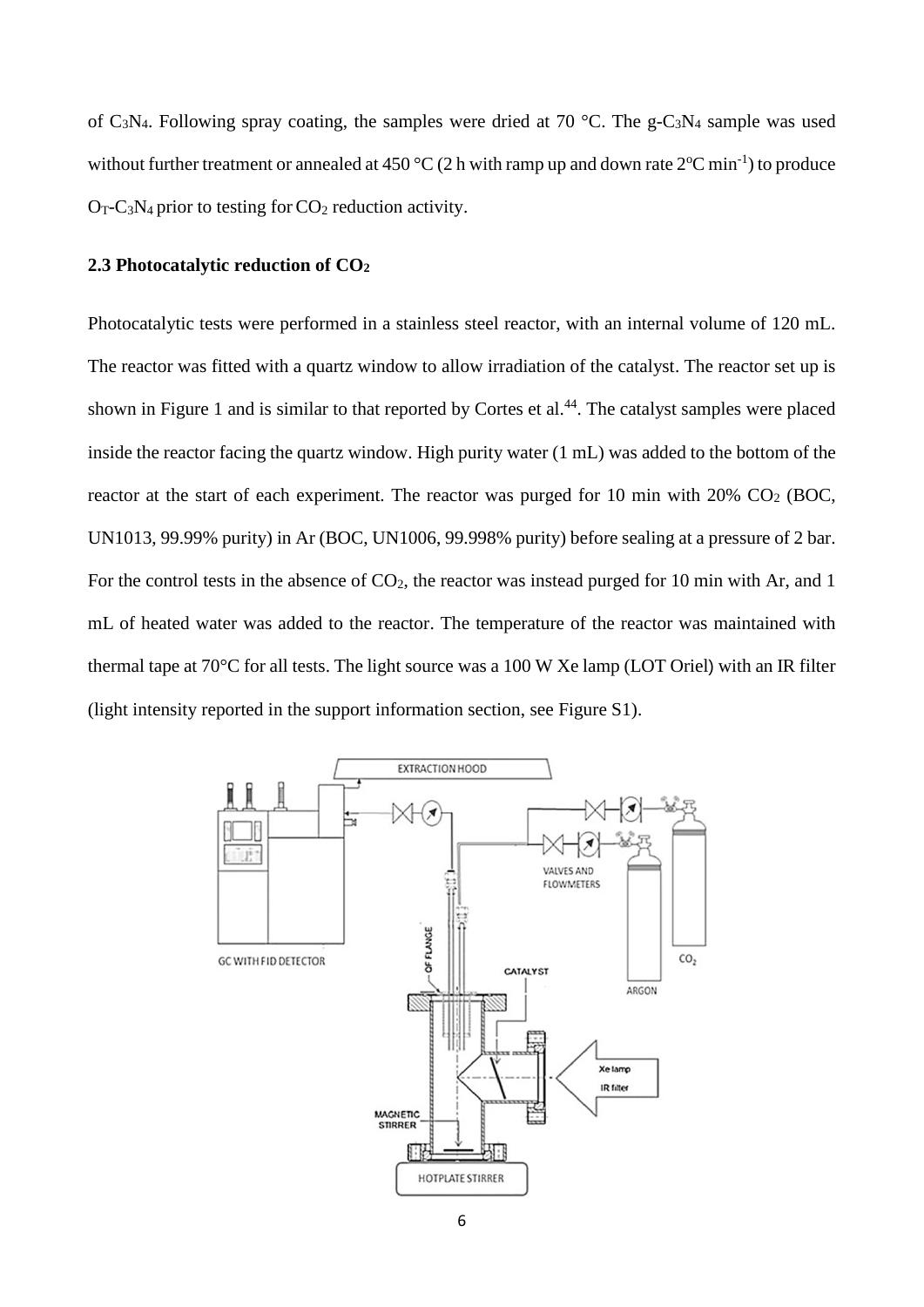of $C_3N_4$. Following spray coating, the samples were dried at 70 °C. The g-$C_3N_4$ sample was used without further treatment or annealed at 450 °C (2 h with ramp up and down rate 2°C min$^{-1}$) to produce $O_T$-$C_3N_4$ prior to testing for $CO_2$ reduction activity.

### 2.3 Photocatalytic reduction of $CO_2$

Photocatalytic tests were performed in a stainless steel reactor, with an internal volume of 120 mL. The reactor was fitted with a quartz window to allow irradiation of the catalyst. The reactor set up is shown in Figure 1 and is similar to that reported by Cortes et al.[44]. The catalyst samples were placed inside the reactor facing the quartz window. High purity water (1 mL) was added to the bottom of the reactor at the start of each experiment. The reactor was purged for 10 min with 20% $CO_2$ (BOC, UN1013, 99.99% purity) in Ar (BOC, UN1006, 99.998% purity) before sealing at a pressure of 2 bar. For the control tests in the absence of $CO_2$, the reactor was instead purged for 10 min with Ar, and 1 mL of heated water was added to the reactor. The temperature of the reactor was maintained with thermal tape at 70°C for all tests. The light source was a 100 W Xe lamp (LOT Oriel) with an IR filter (light intensity reported in the support information section, see Figure S1).

EXTRACTION HOOD

GC WITH FID DETECTOR

VALVES AND FLOWMETERS

CO2

ARGON

OF FLANGE

CATALYST

Xe lamp

IR filter

MAGNETIC STIRRER

HOTPLATE STIRRER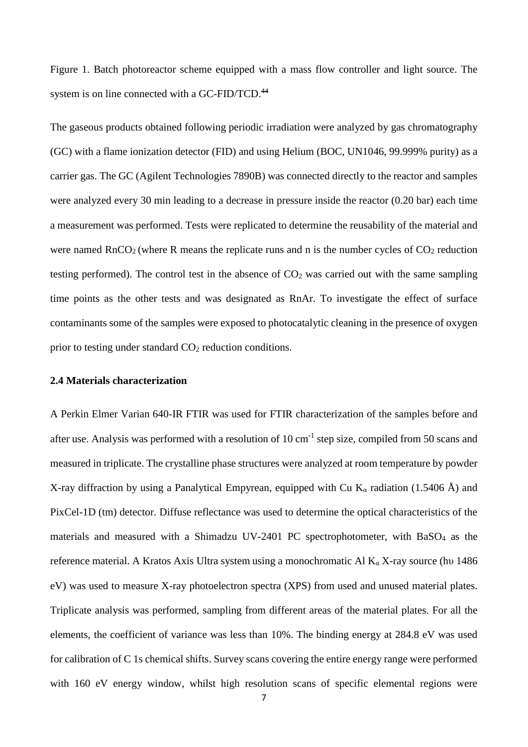Figure 1. Batch photoreactor scheme equipped with a mass flow controller and light source. The system is on line connected with a GC-FID/TCD.[44]

The gaseous products obtained following periodic irradiation were analyzed by gas chromatography (GC) with a flame ionization detector (FID) and using Helium (BOC, UN1046, 99.999% purity) as a carrier gas. The GC (Agilent Technologies 7890B) was connected directly to the reactor and samples were analyzed every 30 min leading to a decrease in pressure inside the reactor (0.20 bar) each time a measurement was performed. Tests were replicated to determine the reusability of the material and were named Rn$CO_2$ (where R means the replicate runs and n is the number cycles of $CO_2$ reduction testing performed). The control test in the absence of $CO_2$ was carried out with the same sampling time points as the other tests and was designated as RnAr. To investigate the effect of surface contaminants some of the samples were exposed to photocatalytic cleaning in the presence of oxygen prior to testing under standard $CO_2$ reduction conditions.

### 2.4 Materials characterization

A Perkin Elmer Varian 640-IR FTIR was used for FTIR characterization of the samples before and after use. Analysis was performed with a resolution of 10 $cm^{-1}$ step size, compiled from 50 scans and measured in triplicate. The crystalline phase structures were analyzed at room temperature by powder X-ray diffraction by using a Panalytical Empyrean, equipped with Cu $K_\alpha$ radiation (1.5406 Å) and PixCel-1D (tm) detector. Diffuse reflectance was used to determine the optical characteristics of the materials and measured with a Shimadzu UV-2401 PC spectrophotometer, with $BaSO_4$ as the reference material. A Kratos Axis Ultra system using a monochromatic Al $K_\alpha$ X-ray source (hυ 1486 eV) was used to measure X-ray photoelectron spectra (XPS) from used and unused material plates. Triplicate analysis was performed, sampling from different areas of the material plates. For all the elements, the coefficient of variance was less than 10%. The binding energy at 284.8 eV was used for calibration of C 1s chemical shifts. Survey scans covering the entire energy range were performed with 160 eV energy window, whilst high resolution scans of specific elemental regions were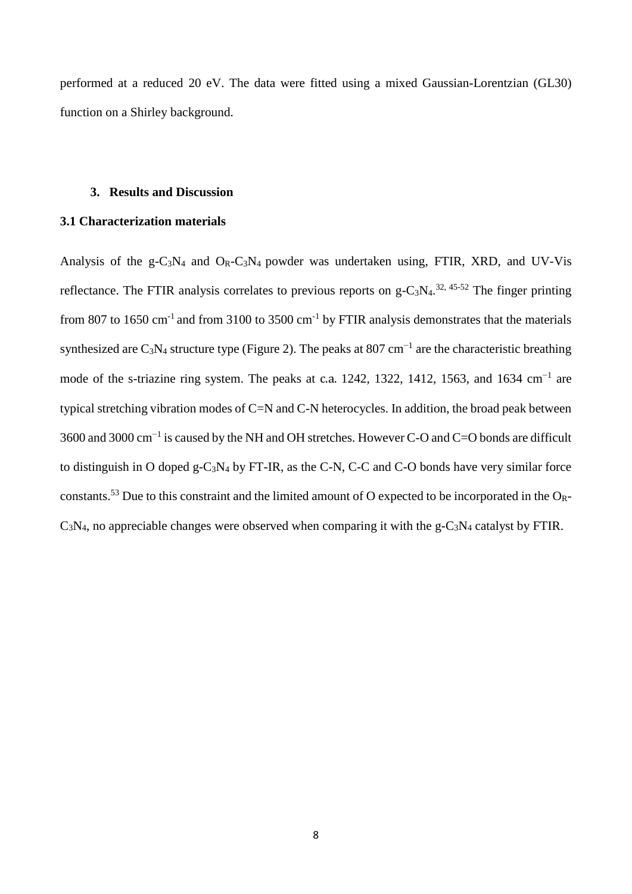performed at a reduced 20 eV. The data were fitted using a mixed Gaussian-Lorentzian (GL30) function on a Shirley background.

## 3. Results and Discussion

### 3.1 Characterization materials

Analysis of the g-$C_3N_4$ and $O_R$-$C_3N_4$ powder was undertaken using, FTIR, XRD, and UV-Vis reflectance. The FTIR analysis correlates to previous reports on g-$C_3N_4$.[32, 45-52] The finger printing from 807 to 1650 $cm^{-1}$ and from 3100 to 3500 $cm^{-1}$ by FTIR analysis demonstrates that the materials synthesized are $C_3N_4$ structure type (Figure 2). The peaks at 807 $cm^{-1}$ are the characteristic breathing mode of the s-triazine ring system. The peaks at c.a. 1242, 1322, 1412, 1563, and 1634 $cm^{-1}$ are typical stretching vibration modes of C=N and C-N heterocycles. In addition, the broad peak between 3600 and 3000 $cm^{-1}$ is caused by the NH and OH stretches. However C-O and C=O bonds are difficult to distinguish in O doped g-$C_3N_4$ by FT-IR, as the C-N, C-C and C-O bonds have very similar force constants.[53] Due to this constraint and the limited amount of O expected to be incorporated in the $O_R$-$C_3N_4$, no appreciable changes were observed when comparing it with the g-$C_3N_4$ catalyst by FTIR.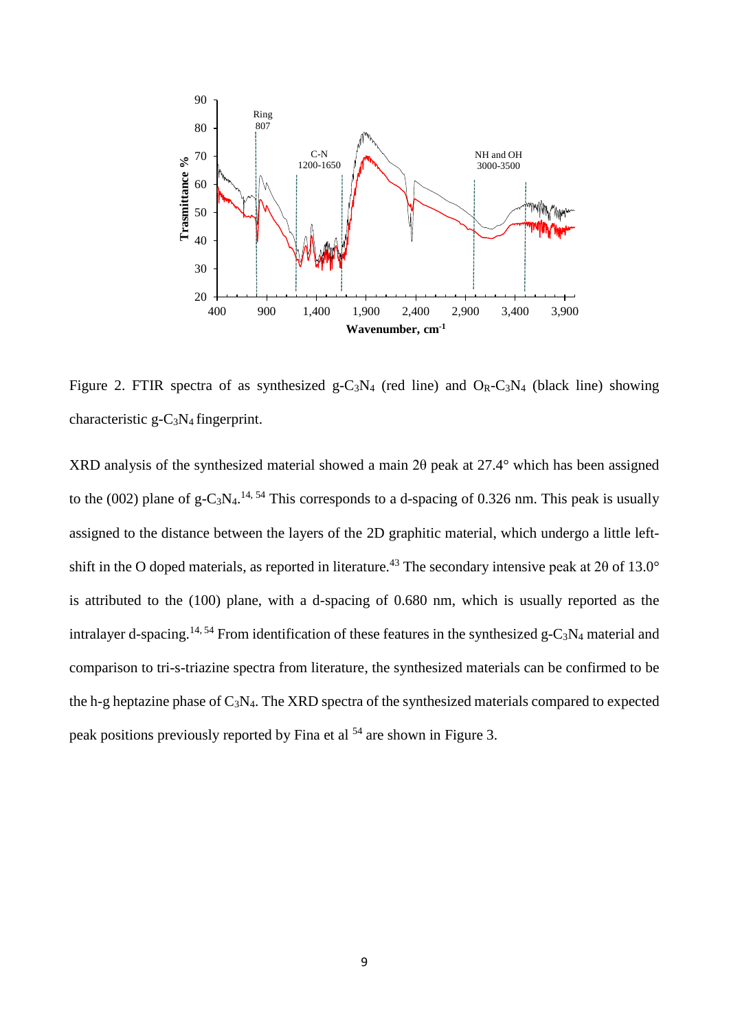Figure 2. FTIR spectra of as synthesized $g-C_3N_4$ (red line) and $O_R-C_3N_4$ (black line) showing characteristic $g-C_3N_4$ fingerprint.

XRD analysis of the synthesized material showed a main 2θ peak at 27.4° which has been assigned to the (002) plane of $g-C_3N_4$.[14, 54] This corresponds to a d-spacing of 0.326 nm. This peak is usually assigned to the distance between the layers of the 2D graphitic material, which undergo a little left-shift in the O doped materials, as reported in literature.[43] The secondary intensive peak at 2θ of 13.0° is attributed to the (100) plane, with a d-spacing of 0.680 nm, which is usually reported as the intralayer d-spacing.[14, 54] From identification of these features in the synthesized $g-C_3N_4$ material and comparison to tri-s-triazine spectra from literature, the synthesized materials can be confirmed to be the h-g heptazine phase of $C_3N_4$. The XRD spectra of the synthesized materials compared to expected peak positions previously reported by Fina et al [54] are shown in Figure 3.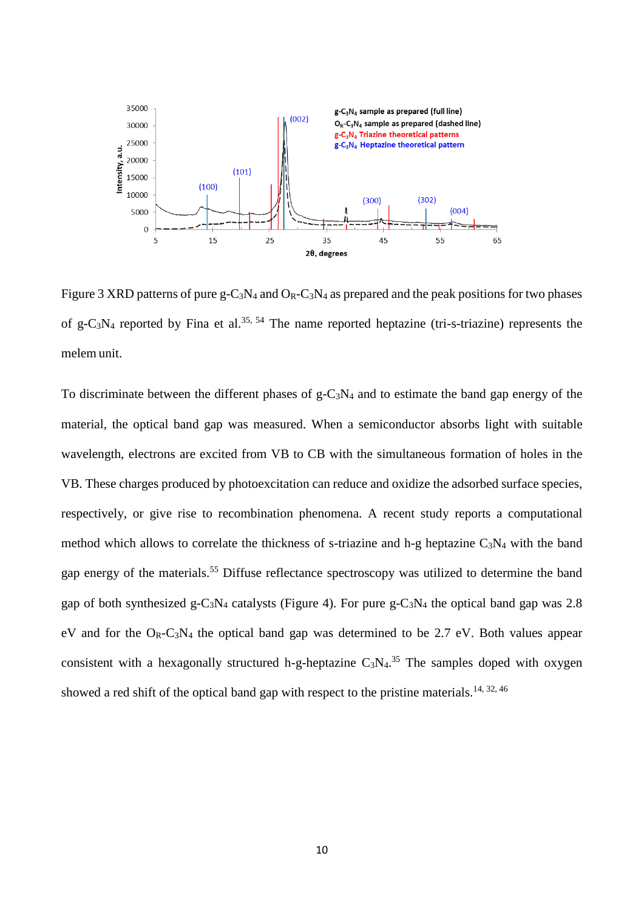35000
30000
25000
20000
15000
10000
5000
0

Intensity, a.u.

5 15 25 35 45 55 65

2θ, degrees

(100)
(101)
(002)
(300)
(302)
(004)

g-$C_3N_4$ sample as prepared (full line)

$O_R$-$C_3N_4$ sample as prepared (dashed line)

g-$C_3N_4$ Triazine theoretical patterns

g-$C_3N_4$ Heptazine theoretical pattern

Figure 3 XRD patterns of pure g-$C_3N_4$ and $O_R$-$C_3N_4$ as prepared and the peak positions for two phases of g-$C_3N_4$ reported by Fina et al.[35, 54] The name reported heptazine (tri-s-triazine) represents the melem unit.

To discriminate between the different phases of g-$C_3N_4$ and to estimate the band gap energy of the material, the optical band gap was measured. When a semiconductor absorbs light with suitable wavelength, electrons are excited from VB to CB with the simultaneous formation of holes in the VB. These charges produced by photoexcitation can reduce and oxidize the adsorbed surface species, respectively, or give rise to recombination phenomena. A recent study reports a computational method which allows to correlate the thickness of s-triazine and h-g heptazine $C_3N_4$ with the band gap energy of the materials.[55] Diffuse reflectance spectroscopy was utilized to determine the band gap of both synthesized g-$C_3N_4$ catalysts (Figure 4). For pure g-$C_3N_4$ the optical band gap was 2.8 eV and for the $O_R$-$C_3N_4$ the optical band gap was determined to be 2.7 eV. Both values appear consistent with a hexagonally structured h-g-heptazine $C_3N_4$.[35] The samples doped with oxygen showed a red shift of the optical band gap with respect to the pristine materials.[14, 32, 46]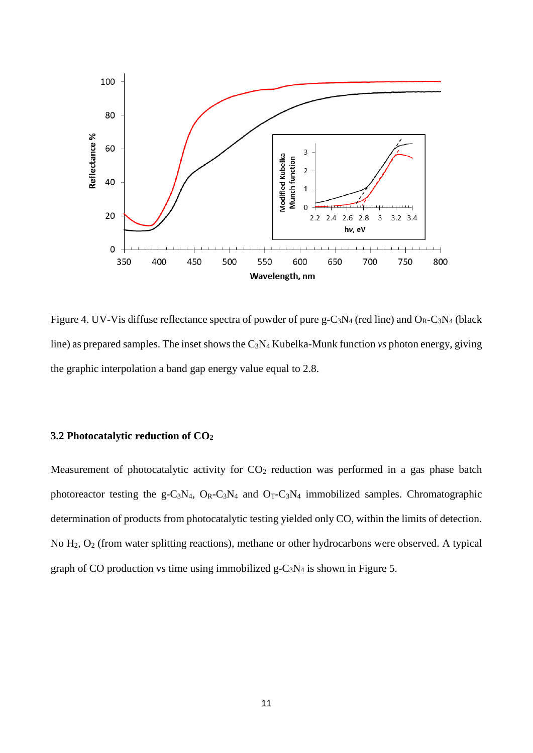Reflectance %

100

80

60

40

20

0

350 400 450 500 550 600 650 700 750 800

Wavelength, nm

Modified Kubelka Munch function

3

2

1

0

2.2 2.4 2.6 2.8 3 3.2 3.4

hν, eV

Figure 4. UV-Vis diffuse reflectance spectra of powder of pure g-$C_3N_4$ (red line) and $O_R$-$C_3N_4$ (black line) as prepared samples. The inset shows the $C_3N_4$ Kubelka-Munk function *vs* photon energy, giving the graphic interpolation a band gap energy value equal to 2.8.

### 3.2 Photocatalytic reduction of $CO_2$

Measurement of photocatalytic activity for $CO_2$ reduction was performed in a gas phase batch photoreactor testing the g-$C_3N_4$, $O_R$-$C_3N_4$ and $O_T$-$C_3N_4$ immobilized samples. Chromatographic determination of products from photocatalytic testing yielded only CO, within the limits of detection. No $H_2$, $O_2$ (from water splitting reactions), methane or other hydrocarbons were observed. A typical graph of CO production vs time using immobilized g-$C_3N_4$ is shown in Figure 5.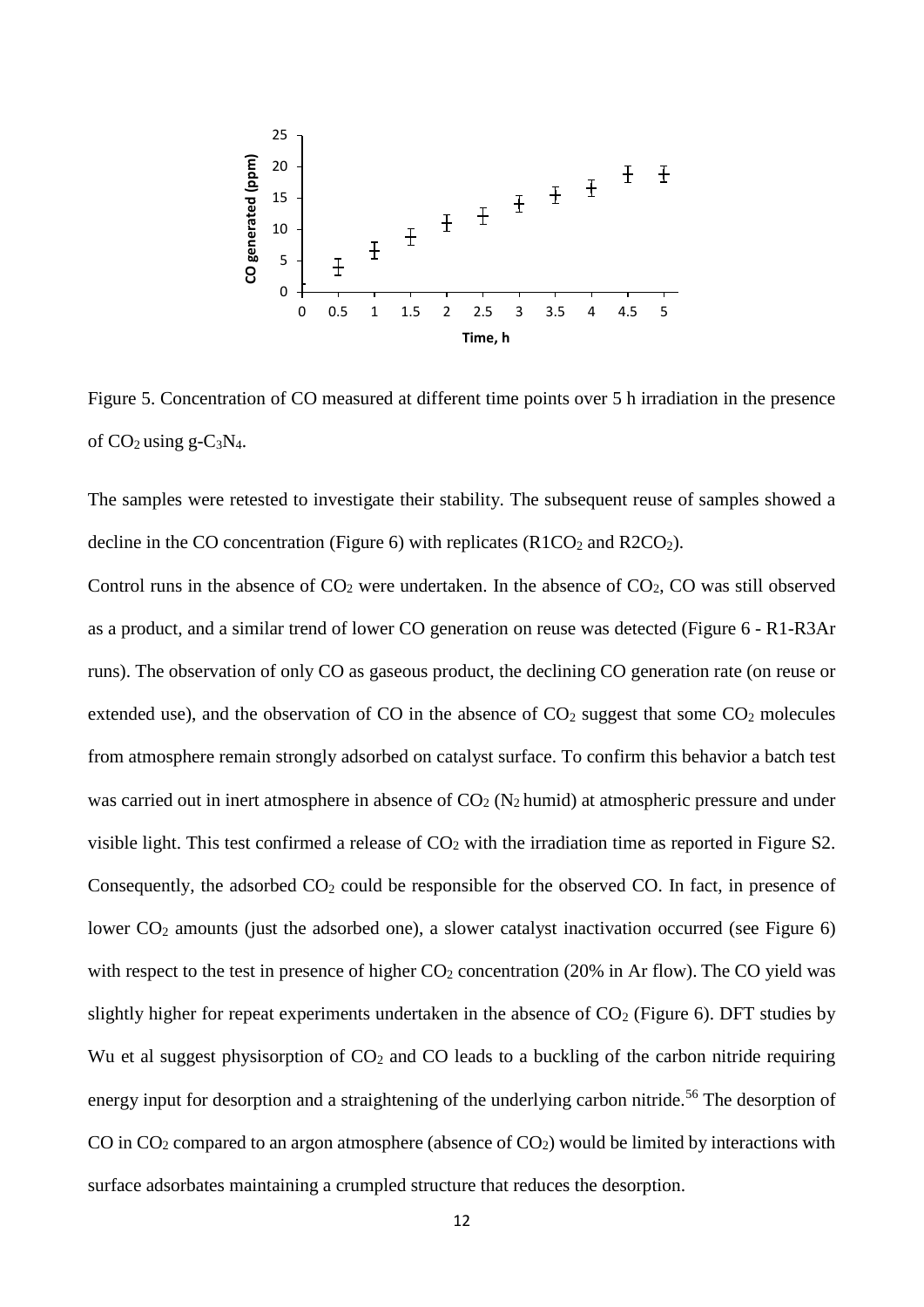25
20
15
10
5
0

CO generated (ppm)

0 0.5 1 1.5 2 2.5 3 3.5 4 4.5 5

Time, h

Figure 5. Concentration of CO measured at different time points over 5 h irradiation in the presence of $CO_2$ using g-$C_3N_4$.

The samples were retested to investigate their stability. The subsequent reuse of samples showed a decline in the CO concentration (Figure 6) with replicates (R1$CO_2$ and R2$CO_2$).

Control runs in the absence of $CO_2$ were undertaken. In the absence of $CO_2$, CO was still observed as a product, and a similar trend of lower CO generation on reuse was detected (Figure 6 - R1-R3Ar runs). The observation of only CO as gaseous product, the declining CO generation rate (on reuse or extended use), and the observation of CO in the absence of $CO_2$ suggest that some $CO_2$ molecules from atmosphere remain strongly adsorbed on catalyst surface. To confirm this behavior a batch test was carried out in inert atmosphere in absence of $CO_2$ ($N_2$ humid) at atmospheric pressure and under visible light. This test confirmed a release of $CO_2$ with the irradiation time as reported in Figure S2. Consequently, the adsorbed $CO_2$ could be responsible for the observed CO. In fact, in presence of lower $CO_2$ amounts (just the adsorbed one), a slower catalyst inactivation occurred (see Figure 6) with respect to the test in presence of higher $CO_2$ concentration (20% in Ar flow). The CO yield was slightly higher for repeat experiments undertaken in the absence of $CO_2$ (Figure 6). DFT studies by Wu et al suggest physisorption of $CO_2$ and CO leads to a buckling of the carbon nitride requiring energy input for desorption and a straightening of the underlying carbon nitride.[56] The desorption of CO in $CO_2$ compared to an argon atmosphere (absence of $CO_2$) would be limited by interactions with surface adsorbates maintaining a crumpled structure that reduces the desorption.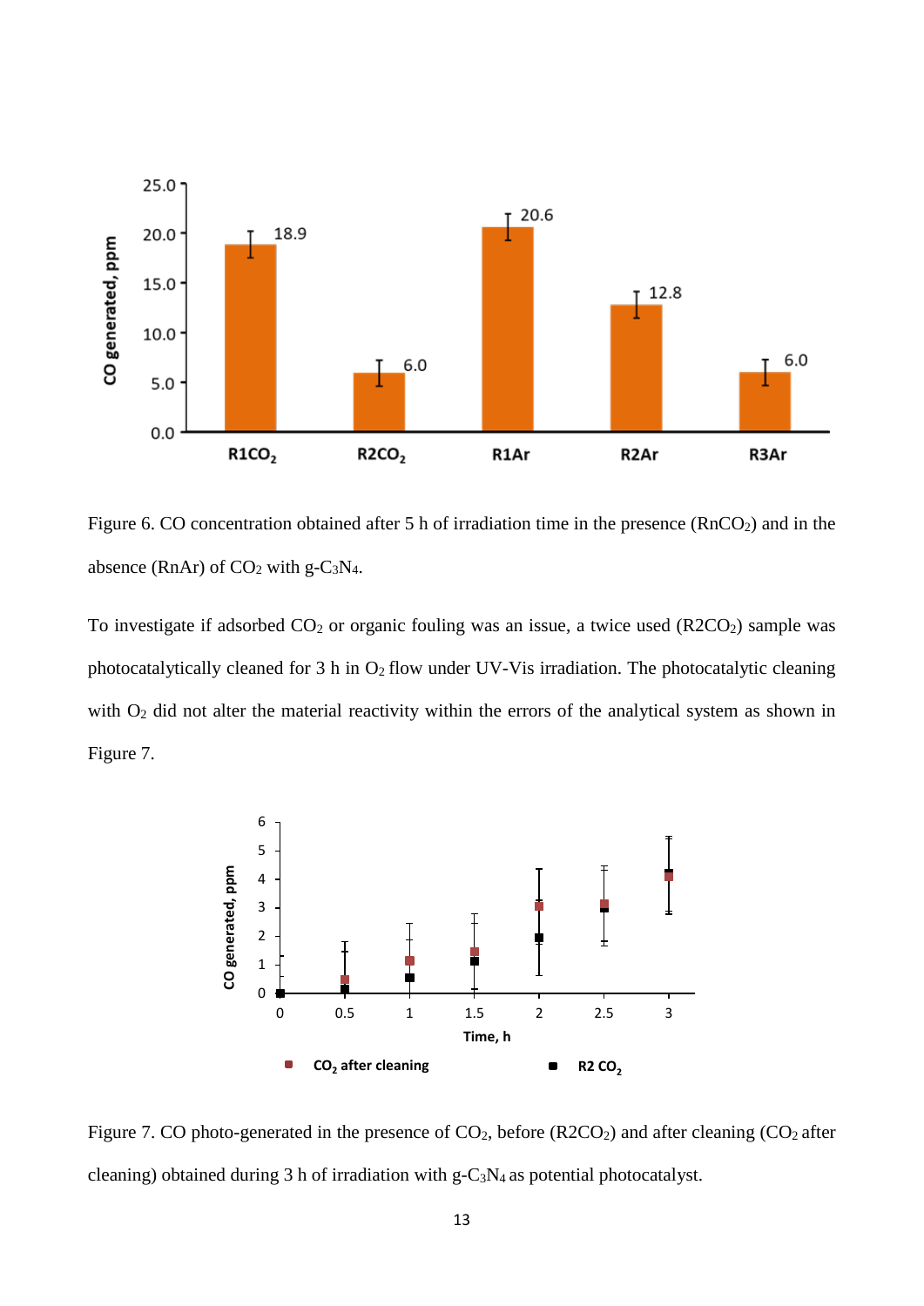25.0
20.0
15.0
10.0
5.0
0.0
CO generated, ppm
18.9
6.0
20.6
12.8
6.0
$R1CO_2$
$R2CO_2$
R1Ar
R2Ar
R3Ar

Figure 6. CO concentration obtained after 5 h of irradiation time in the presence ($RnCO_2$) and in the absence (RnAr) of $CO_2$ with g-$C_3N_4$.

To investigate if adsorbed $CO_2$ or organic fouling was an issue, a twice used ($R2CO_2$) sample was photocatalytically cleaned for 3 h in $O_2$ flow under UV-Vis irradiation. The photocatalytic cleaning with $O_2$ did not alter the material reactivity within the errors of the analytical system as shown in Figure 7.

6
5
4
3
2
1
0
CO generated, ppm
0
0.5
1
1.5
2
2.5
3
Time, h
$CO_2$ after cleaning
R2 $CO_2$

Figure 7. CO photo-generated in the presence of $CO_2$, before ($R2CO_2$) and after cleaning ($CO_2$ after cleaning) obtained during 3 h of irradiation with g-$C_3N_4$ as potential photocatalyst.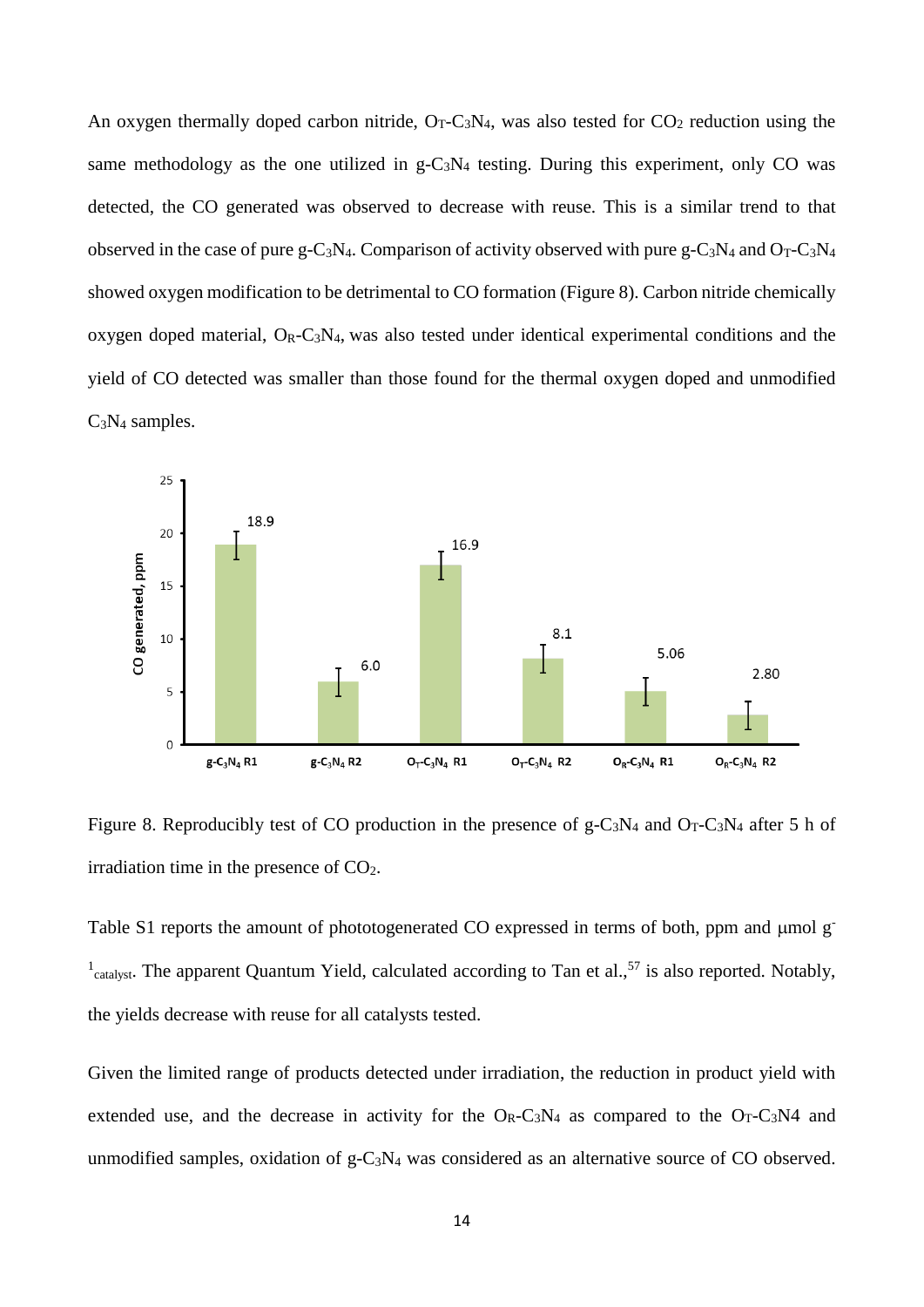An oxygen thermally doped carbon nitride, $O_T$-$C_3N_4$, was also tested for $CO_2$ reduction using the same methodology as the one utilized in g-$C_3N_4$ testing. During this experiment, only CO was detected, the CO generated was observed to decrease with reuse. This is a similar trend to that observed in the case of pure g-$C_3N_4$. Comparison of activity observed with pure g-$C_3N_4$ and $O_T$-$C_3N_4$ showed oxygen modification to be detrimental to CO formation (Figure 8). Carbon nitride chemically oxygen doped material, $O_R$-$C_3N_4$, was also tested under identical experimental conditions and the yield of CO detected was smaller than those found for the thermal oxygen doped and unmodified $C_3N_4$ samples.

CO generated, ppm

25
20
15
10
5
0

18.9
6.0
16.9
8.1
5.06
2.80

g-$C_3N_4$ R1
g-$C_3N_4$ R2
$O_T$-$C_3N_4$ R1
$O_T$-$C_3N_4$ R2
$O_R$-$C_3N_4$ R1
$O_R$-$C_3N_4$ R2

Figure 8. Reproducibly test of CO production in the presence of g-$C_3N_4$ and $O_T$-$C_3N_4$ after 5 h of irradiation time in the presence of $CO_2$.

Table S1 reports the amount of phototogenerated CO expressed in terms of both, ppm and μmol $g^{-1}_{catalyst}$. The apparent Quantum Yield, calculated according to Tan et al.,[57] is also reported. Notably, the yields decrease with reuse for all catalysts tested.

Given the limited range of products detected under irradiation, the reduction in product yield with extended use, and the decrease in activity for the $O_R$-$C_3N_4$ as compared to the $O_T$-C3N4 and unmodified samples, oxidation of g-$C_3N_4$ was considered as an alternative source of CO observed.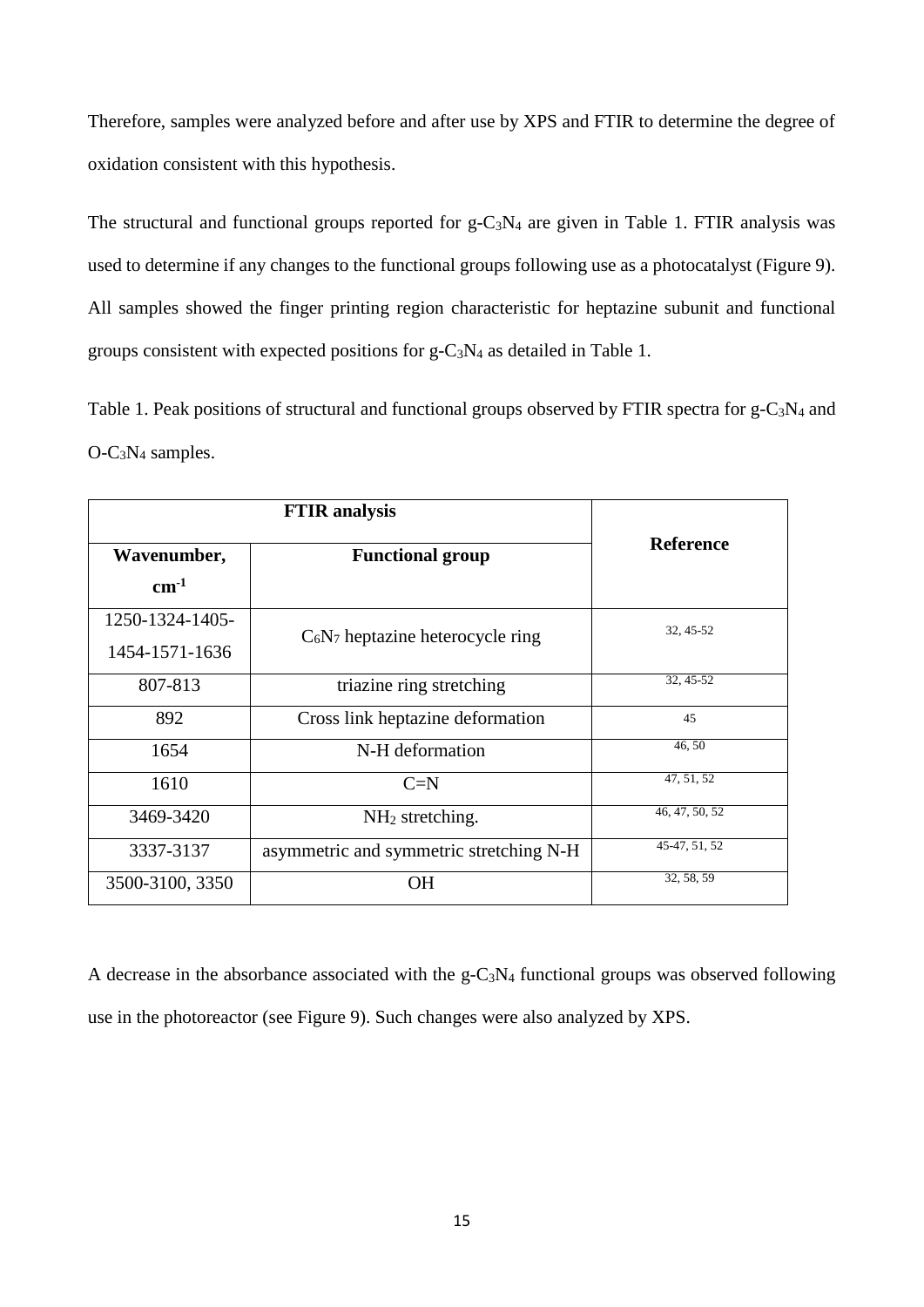Therefore, samples were analyzed before and after use by XPS and FTIR to determine the degree of oxidation consistent with this hypothesis.

The structural and functional groups reported for g-$C_3N_4$ are given in Table 1. FTIR analysis was used to determine if any changes to the functional groups following use as a photocatalyst (Figure 9). All samples showed the finger printing region characteristic for heptazine subunit and functional groups consistent with expected positions for g-$C_3N_4$ as detailed in Table 1.

Table 1. Peak positions of structural and functional groups observed by FTIR spectra for g-$C_3N_4$ and O-$C_3N_4$ samples.

| **FTIR analysis** | | **Reference** |
|---|---|---|
| **Wavenumber, $cm^{-1}$** | **Functional group** | |
| 1250-1324-1405-1454-1571-1636 | $C_6N_7$ heptazine heterocycle ring | 32, 45-52 |
| 807-813 | triazine ring stretching | 32, 45-52 |
| 892 | Cross link heptazine deformation | 45 |
| 1654 | N-H deformation | 46, 50 |
| 1610 | C=N | 47, 51, 52 |
| 3469-3420 | $NH_2$ stretching. | 46, 47, 50, 52 |
| 3337-3137 | asymmetric and symmetric stretching N-H | 45-47, 51, 52 |
| 3500-3100, 3350 | OH | 32, 58, 59 |

A decrease in the absorbance associated with the g-$C_3N_4$ functional groups was observed following use in the photoreactor (see Figure 9). Such changes were also analyzed by XPS.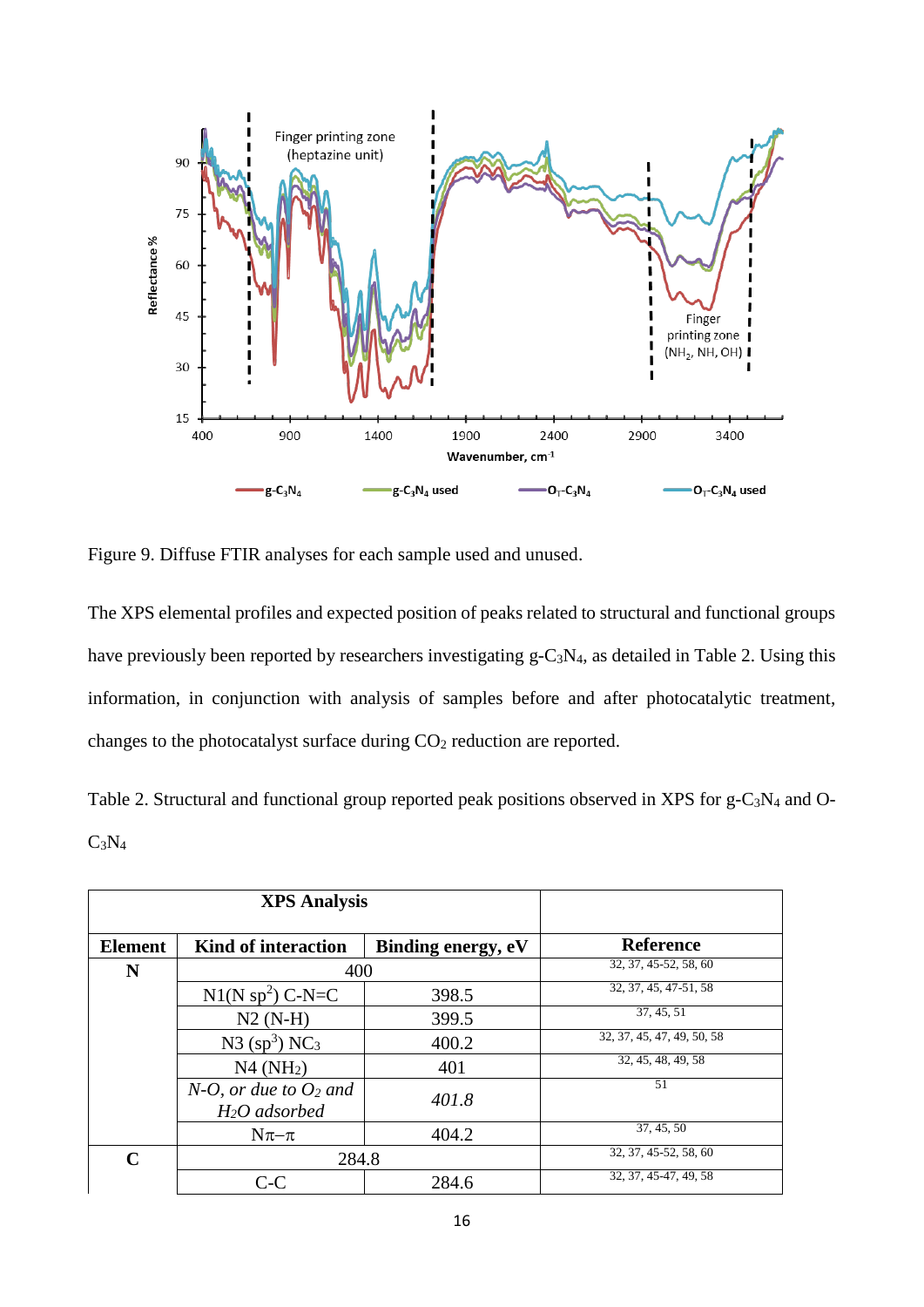Finger printing zone (heptazine unit)

Finger printing zone ($NH_2$, NH, OH)

Reflectance %

90
75
60
45
30
15

400
900
1400
1900
2400
2900
3400

Wavenumber, cm$^{-1}$

g-$C_3N_4$
g-$C_3N_4$ used
$O_T$-$C_3N_4$
$O_T$-$C_3N_4$ used

Figure 9. Diffuse FTIR analyses for each sample used and unused.

The XPS elemental profiles and expected position of peaks related to structural and functional groups have previously been reported by researchers investigating g-$C_3N_4$, as detailed in Table 2. Using this information, in conjunction with analysis of samples before and after photocatalytic treatment, changes to the photocatalyst surface during $CO_2$ reduction are reported.

Table 2. Structural and functional group reported peak positions observed in XPS for g-$C_3N_4$ and O-$C_3N_4$

| XPS Analysis | | | |
|---|---|---|---|
| **Element** | **Kind of interaction** | **Binding energy, eV** | **Reference** |
| **N** | 400 | | 32, 37, 45-52, 58, 60 |
| | N1(N $sp^2$) C-N=C | 398.5 | 32, 37, 45, 47-51, 58 |
| | N2 (N-H) | 399.5 | 37, 45, 51 |
| | N3 ($sp^3$) $NC_3$ | 400.2 | 32, 37, 45, 47, 49, 50, 58 |
| | N4 ($NH_2$) | 401 | 32, 45, 48, 49, 58 |
| | *N-O, or due to $O_2$ and $H_2O$ adsorbed* | *401.8* | 51 |
| | Nπ−π | 404.2 | 37, 45, 50 |
| **C** | 284.8 | | 32, 37, 45-52, 58, 60 |
| | C-C | 284.6 | 32, 37, 45-47, 49, 58 |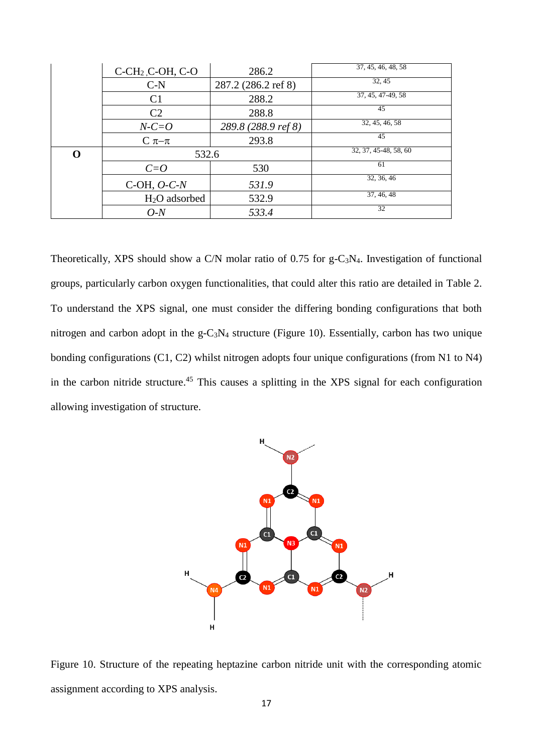| | | | |
|---|---|---|---|
| | C-CH$_2$ ,C-OH, C-O | 286.2 | 37, 45, 46, 48, 58 |
| | C-N | 287.2 (286.2 ref 8) | 32, 45 |
| | C1 | 288.2 | 37, 45, 47-49, 58 |
| | C2 | 288.8 | 45 |
| | *N-C=O* | *289.8 (288.9 ref 8)* | 32, 45, 46, 58 |
| | C π−π | 293.8 | 45 |
| **O** | 532.6 | | 32, 37, 45-48, 58, 60 |
| | *C=O* | 530 | 61 |
| | C-OH, *O-C-N* | *531.9* | 32, 36, 46 |
| | $H_2O$ adsorbed | 532.9 | 37, 46, 48 |
| | *O-N* | *533.4* | 32 |

Theoretically, XPS should show a C/N molar ratio of 0.75 for g-$C_3N_4$. Investigation of functional groups, particularly carbon oxygen functionalities, that could alter this ratio are detailed in Table 2. To understand the XPS signal, one must consider the differing bonding configurations that both nitrogen and carbon adopt in the g-$C_3N_4$ structure (Figure 10). Essentially, carbon has two unique bonding configurations (C1, C2) whilst nitrogen adopts four unique configurations (from N1 to N4) in the carbon nitride structure.[45] This causes a splitting in the XPS signal for each configuration allowing investigation of structure.

H
N2
C2
N1
N1
C1
C1
N3
N1
N1
H
C2
C1
C2
H
N4
N1
N1
N2
H

Figure 10. Structure of the repeating heptazine carbon nitride unit with the corresponding atomic assignment according to XPS analysis.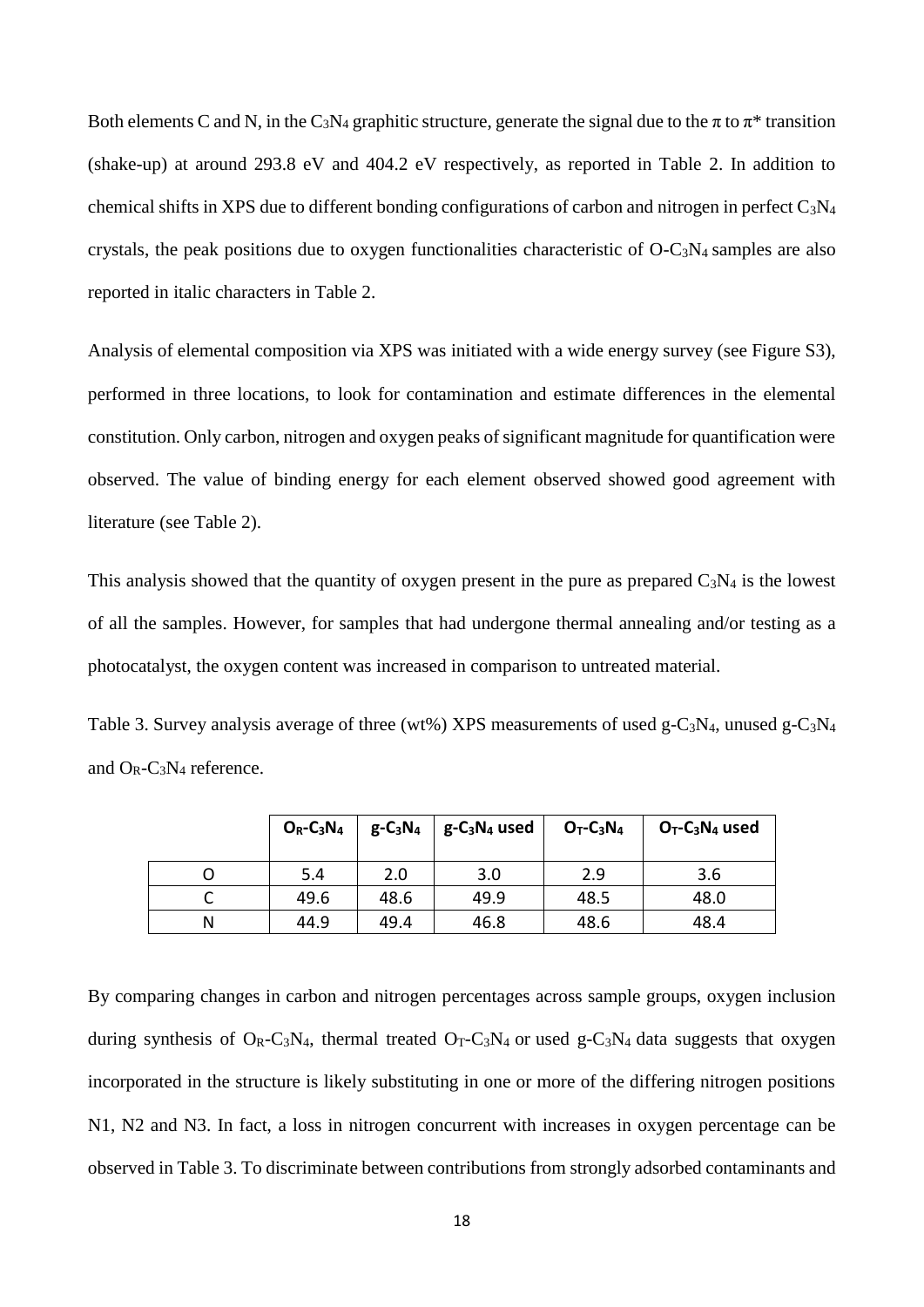Both elements C and N, in the $C_3N_4$ graphitic structure, generate the signal due to the π to π* transition (shake-up) at around 293.8 eV and 404.2 eV respectively, as reported in Table 2. In addition to chemical shifts in XPS due to different bonding configurations of carbon and nitrogen in perfect $C_3N_4$ crystals, the peak positions due to oxygen functionalities characteristic of O-$C_3N_4$ samples are also reported in italic characters in Table 2.

Analysis of elemental composition via XPS was initiated with a wide energy survey (see Figure S3), performed in three locations, to look for contamination and estimate differences in the elemental constitution. Only carbon, nitrogen and oxygen peaks of significant magnitude for quantification were observed. The value of binding energy for each element observed showed good agreement with literature (see Table 2).

This analysis showed that the quantity of oxygen present in the pure as prepared $C_3N_4$ is the lowest of all the samples. However, for samples that had undergone thermal annealing and/or testing as a photocatalyst, the oxygen content was increased in comparison to untreated material.

Table 3. Survey analysis average of three (wt%) XPS measurements of used g-$C_3N_4$, unused g-$C_3N_4$ and $O_R$-$C_3N_4$ reference.

| | **$O_R$-$C_3N_4$** | **g-$C_3N_4$** | **g-$C_3N_4$ used** | **$O_T$-$C_3N_4$** | **$O_T$-$C_3N_4$ used** |
|---|---|---|---|---|---|
| O | 5.4 | 2.0 | 3.0 | 2.9 | 3.6 |
| C | 49.6 | 48.6 | 49.9 | 48.5 | 48.0 |
| N | 44.9 | 49.4 | 46.8 | 48.6 | 48.4 |

By comparing changes in carbon and nitrogen percentages across sample groups, oxygen inclusion during synthesis of $O_R$-$C_3N_4$, thermal treated $O_T$-$C_3N_4$ or used g-$C_3N_4$ data suggests that oxygen incorporated in the structure is likely substituting in one or more of the differing nitrogen positions N1, N2 and N3. In fact, a loss in nitrogen concurrent with increases in oxygen percentage can be observed in Table 3. To discriminate between contributions from strongly adsorbed contaminants and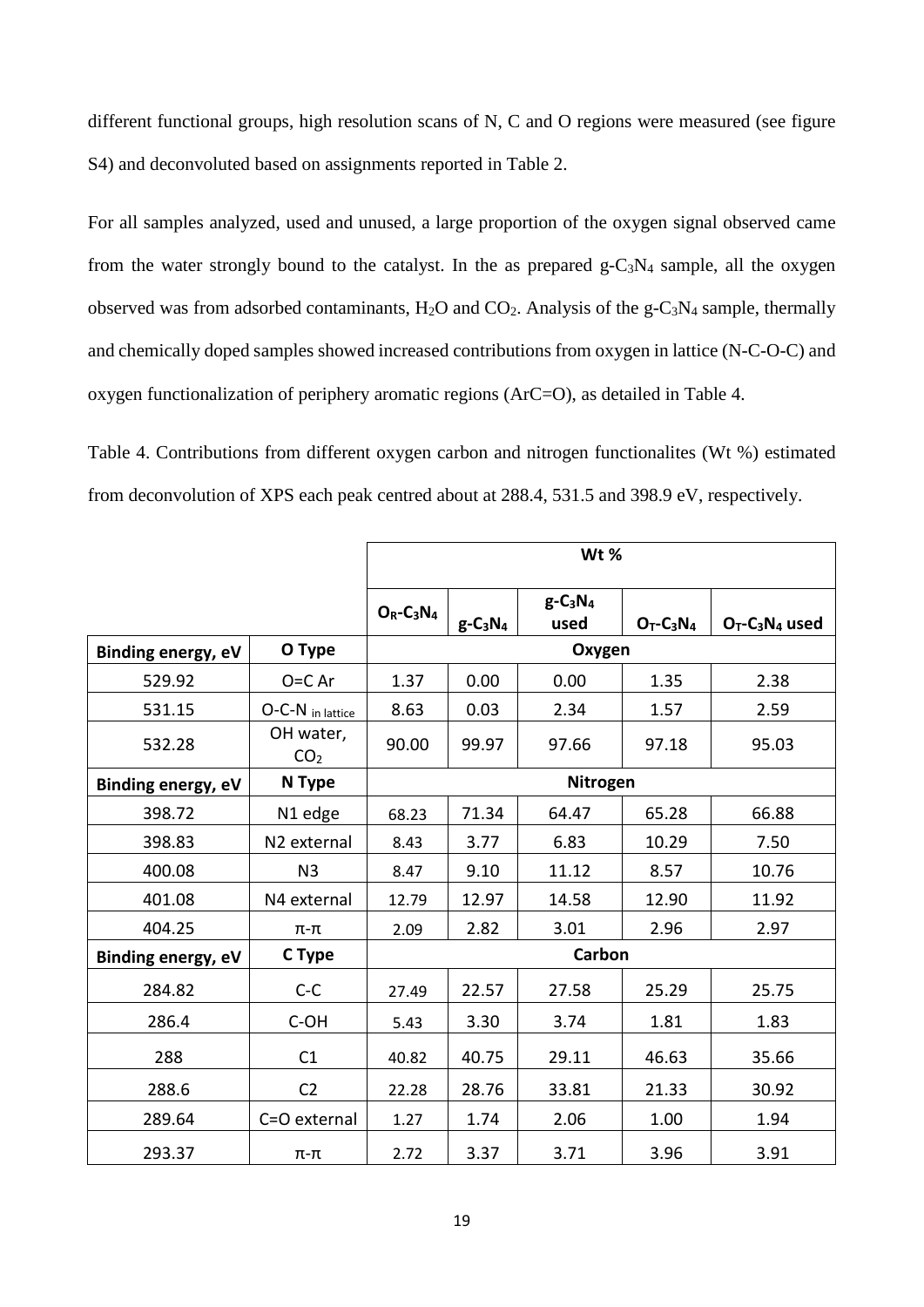different functional groups, high resolution scans of N, C and O regions were measured (see figure S4) and deconvoluted based on assignments reported in Table 2.

For all samples analyzed, used and unused, a large proportion of the oxygen signal observed came from the water strongly bound to the catalyst. In the as prepared g-$C_3N_4$ sample, all the oxygen observed was from adsorbed contaminants, $H_2O$ and $CO_2$. Analysis of the g-$C_3N_4$ sample, thermally and chemically doped samples showed increased contributions from oxygen in lattice (N-C-O-C) and oxygen functionalization of periphery aromatic regions (ArC=O), as detailed in Table 4.

Table 4. Contributions from different oxygen carbon and nitrogen functionalites (Wt %) estimated from deconvolution of XPS each peak centred about at 288.4, 531.5 and 398.9 eV, respectively.

| | | Wt % | | | | |
|---|---|---|---|---|---|---|
| | | $O_R$-$C_3N_4$ | g-$C_3N_4$ | g-$C_3N_4$ used | $O_T$-$C_3N_4$ | $O_T$-$C_3N_4$ used |
| **Binding energy, eV** | **O Type** | **Oxygen** | | | | |
| 529.92 | O=C Ar | 1.37 | 0.00 | 0.00 | 1.35 | 2.38 |
| 531.15 | O-C-N $_{\text{in lattice}}$ | 8.63 | 0.03 | 2.34 | 1.57 | 2.59 |
| 532.28 | OH water, $CO_2$ | 90.00 | 99.97 | 97.66 | 97.18 | 95.03 |
| **Binding energy, eV** | **N Type** | **Nitrogen** | | | | |
| 398.72 | N1 edge | 68.23 | 71.34 | 64.47 | 65.28 | 66.88 |
| 398.83 | N2 external | 8.43 | 3.77 | 6.83 | 10.29 | 7.50 |
| 400.08 | N3 | 8.47 | 9.10 | 11.12 | 8.57 | 10.76 |
| 401.08 | N4 external | 12.79 | 12.97 | 14.58 | 12.90 | 11.92 |
| 404.25 | π-π | 2.09 | 2.82 | 3.01 | 2.96 | 2.97 |
| **Binding energy, eV** | **C Type** | **Carbon** | | | | |
| 284.82 | C-C | 27.49 | 22.57 | 27.58 | 25.29 | 25.75 |
| 286.4 | C-OH | 5.43 | 3.30 | 3.74 | 1.81 | 1.83 |
| 288 | C1 | 40.82 | 40.75 | 29.11 | 46.63 | 35.66 |
| 288.6 | C2 | 22.28 | 28.76 | 33.81 | 21.33 | 30.92 |
| 289.64 | C=O external | 1.27 | 1.74 | 2.06 | 1.00 | 1.94 |
| 293.37 | π-π | 2.72 | 3.37 | 3.71 | 3.96 | 3.91 |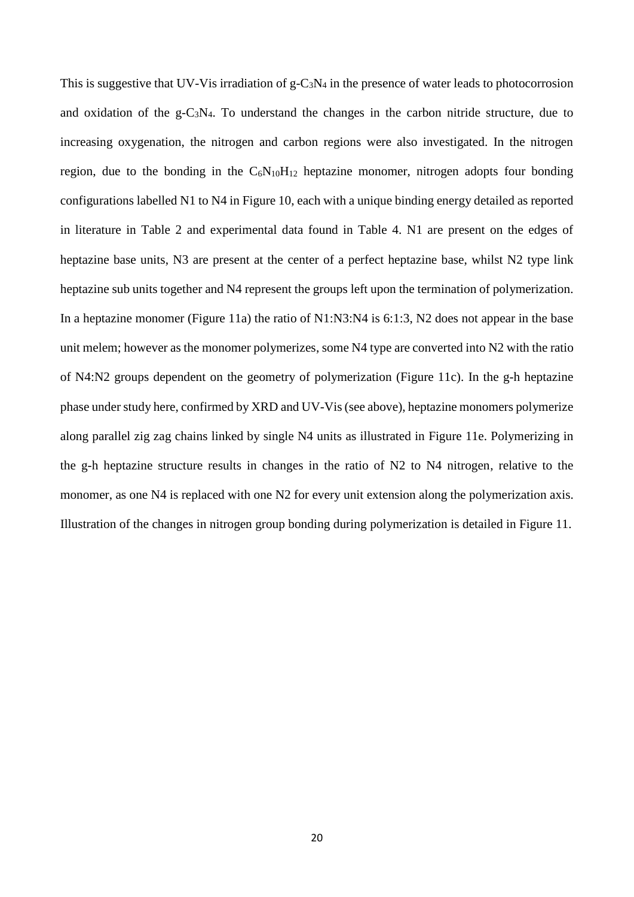This is suggestive that UV-Vis irradiation of g-$C_3N_4$ in the presence of water leads to photocorrosion and oxidation of the g-$C_3N_4$. To understand the changes in the carbon nitride structure, due to increasing oxygenation, the nitrogen and carbon regions were also investigated. In the nitrogen region, due to the bonding in the $C_6N_{10}H_{12}$ heptazine monomer, nitrogen adopts four bonding configurations labelled N1 to N4 in Figure 10, each with a unique binding energy detailed as reported in literature in Table 2 and experimental data found in Table 4. N1 are present on the edges of heptazine base units, N3 are present at the center of a perfect heptazine base, whilst N2 type link heptazine sub units together and N4 represent the groups left upon the termination of polymerization. In a heptazine monomer (Figure 11a) the ratio of N1:N3:N4 is 6:1:3, N2 does not appear in the base unit melem; however as the monomer polymerizes, some N4 type are converted into N2 with the ratio of N4:N2 groups dependent on the geometry of polymerization (Figure 11c). In the g-h heptazine phase under study here, confirmed by XRD and UV-Vis (see above), heptazine monomers polymerize along parallel zig zag chains linked by single N4 units as illustrated in Figure 11e. Polymerizing in the g-h heptazine structure results in changes in the ratio of N2 to N4 nitrogen, relative to the monomer, as one N4 is replaced with one N2 for every unit extension along the polymerization axis. Illustration of the changes in nitrogen group bonding during polymerization is detailed in Figure 11.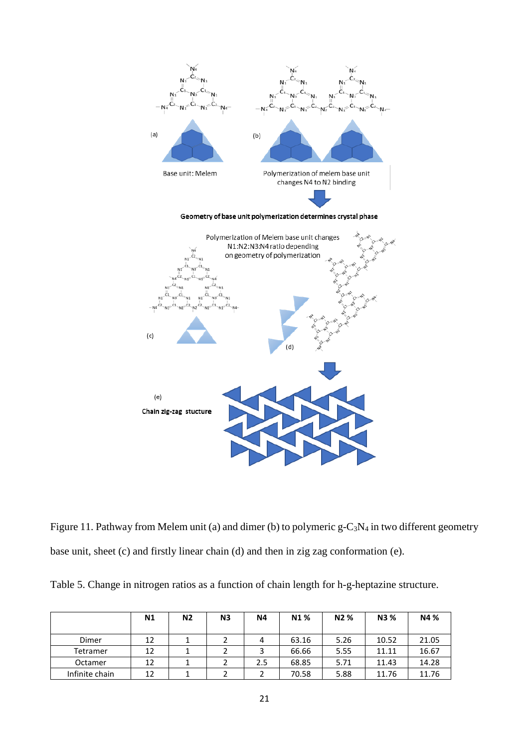Base unit: Melem

Polymerization of melem base unit changes N4 to N2 binding

**Geometry of base unit polymerization determines crystal phase**

Polymerization of Melem base unit changes N1:N2:N3:N4 ratio depending on geometry of polymerization

Chain zig-zag stucture

Figure 11. Pathway from Melem unit (a) and dimer (b) to polymeric g-$C_3N_4$ in two different geometry base unit, sheet (c) and firstly linear chain (d) and then in zig zag conformation (e).

Table 5. Change in nitrogen ratios as a function of chain length for h-g-heptazine structure.

| | N1 | N2 | N3 | N4 | N1 % | N2 % | N3 % | N4 % |
|---|---|---|---|---|---|---|---|---|
| Dimer | 12 | 1 | 2 | 4 | 63.16 | 5.26 | 10.52 | 21.05 |
| Tetramer | 12 | 1 | 2 | 3 | 66.66 | 5.55 | 11.11 | 16.67 |
| Octamer | 12 | 1 | 2 | 2.5 | 68.85 | 5.71 | 11.43 | 14.28 |
| Infinite chain | 12 | 1 | 2 | 2 | 70.58 | 5.88 | 11.76 | 11.76 |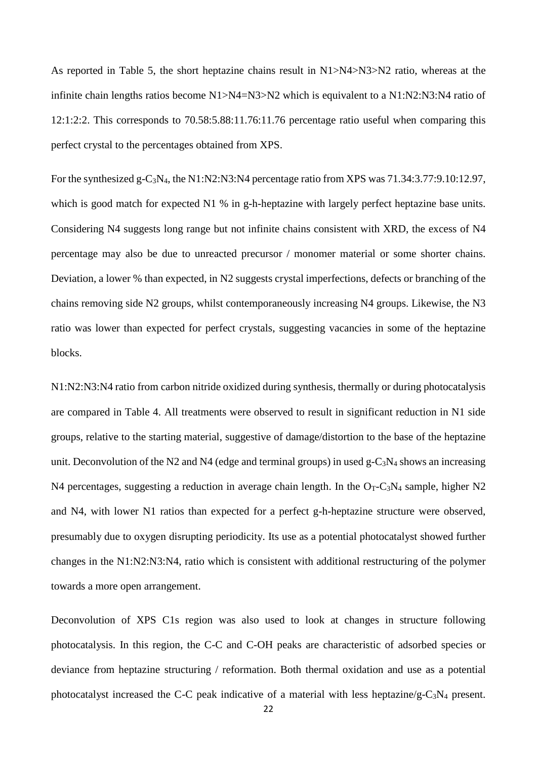As reported in Table 5, the short heptazine chains result in N1>N4>N3>N2 ratio, whereas at the infinite chain lengths ratios become N1>N4=N3>N2 which is equivalent to a N1:N2:N3:N4 ratio of 12:1:2:2. This corresponds to 70.58:5.88:11.76:11.76 percentage ratio useful when comparing this perfect crystal to the percentages obtained from XPS.

For the synthesized g-$C_3N_4$, the N1:N2:N3:N4 percentage ratio from XPS was 71.34:3.77:9.10:12.97, which is good match for expected N1 % in g-h-heptazine with largely perfect heptazine base units. Considering N4 suggests long range but not infinite chains consistent with XRD, the excess of N4 percentage may also be due to unreacted precursor / monomer material or some shorter chains. Deviation, a lower % than expected, in N2 suggests crystal imperfections, defects or branching of the chains removing side N2 groups, whilst contemporaneously increasing N4 groups. Likewise, the N3 ratio was lower than expected for perfect crystals, suggesting vacancies in some of the heptazine blocks.

N1:N2:N3:N4 ratio from carbon nitride oxidized during synthesis, thermally or during photocatalysis are compared in Table 4. All treatments were observed to result in significant reduction in N1 side groups, relative to the starting material, suggestive of damage/distortion to the base of the heptazine unit. Deconvolution of the N2 and N4 (edge and terminal groups) in used g-$C_3N_4$ shows an increasing N4 percentages, suggesting a reduction in average chain length. In the $O_T$-$C_3N_4$ sample, higher N2 and N4, with lower N1 ratios than expected for a perfect g-h-heptazine structure were observed, presumably due to oxygen disrupting periodicity. Its use as a potential photocatalyst showed further changes in the N1:N2:N3:N4, ratio which is consistent with additional restructuring of the polymer towards a more open arrangement.

Deconvolution of XPS C1s region was also used to look at changes in structure following photocatalysis. In this region, the C-C and C-OH peaks are characteristic of adsorbed species or deviance from heptazine structuring / reformation. Both thermal oxidation and use as a potential photocatalyst increased the C-C peak indicative of a material with less heptazine/g-$C_3N_4$ present.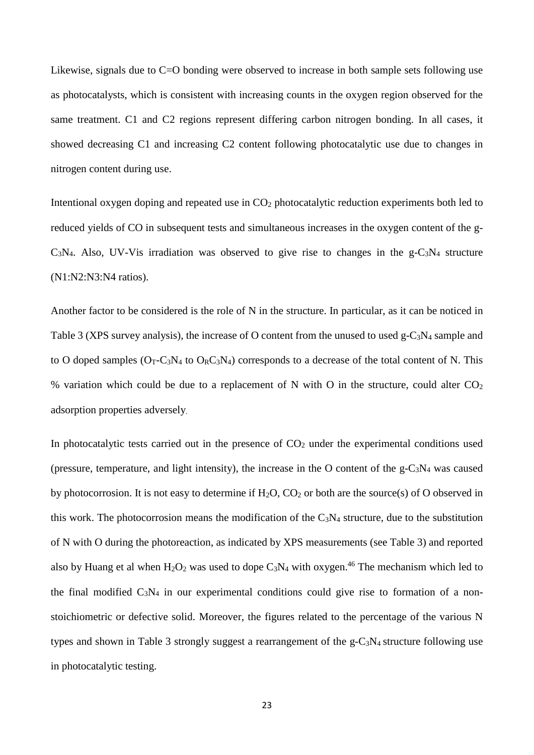Likewise, signals due to C=O bonding were observed to increase in both sample sets following use as photocatalysts, which is consistent with increasing counts in the oxygen region observed for the same treatment. C1 and C2 regions represent differing carbon nitrogen bonding. In all cases, it showed decreasing C1 and increasing C2 content following photocatalytic use due to changes in nitrogen content during use.

Intentional oxygen doping and repeated use in $CO_2$ photocatalytic reduction experiments both led to reduced yields of CO in subsequent tests and simultaneous increases in the oxygen content of the g-$C_3N_4$. Also, UV-Vis irradiation was observed to give rise to changes in the g-$C_3N_4$ structure (N1:N2:N3:N4 ratios).

Another factor to be considered is the role of N in the structure. In particular, as it can be noticed in Table 3 (XPS survey analysis), the increase of O content from the unused to used g-$C_3N_4$ sample and to O doped samples ($O_T$-$C_3N_4$ to $O_RC_3N_4$) corresponds to a decrease of the total content of N. This % variation which could be due to a replacement of N with O in the structure, could alter $CO_2$ adsorption properties adversely.

In photocatalytic tests carried out in the presence of $CO_2$ under the experimental conditions used (pressure, temperature, and light intensity), the increase in the O content of the g-$C_3N_4$ was caused by photocorrosion. It is not easy to determine if $H_2O$, $CO_2$ or both are the source(s) of O observed in this work. The photocorrosion means the modification of the $C_3N_4$ structure, due to the substitution of N with O during the photoreaction, as indicated by XPS measurements (see Table 3) and reported also by Huang et al when $H_2O_2$ was used to dope $C_3N_4$ with oxygen.[46] The mechanism which led to the final modified $C_3N_4$ in our experimental conditions could give rise to formation of a non-stoichiometric or defective solid. Moreover, the figures related to the percentage of the various N types and shown in Table 3 strongly suggest a rearrangement of the g-$C_3N_4$ structure following use in photocatalytic testing.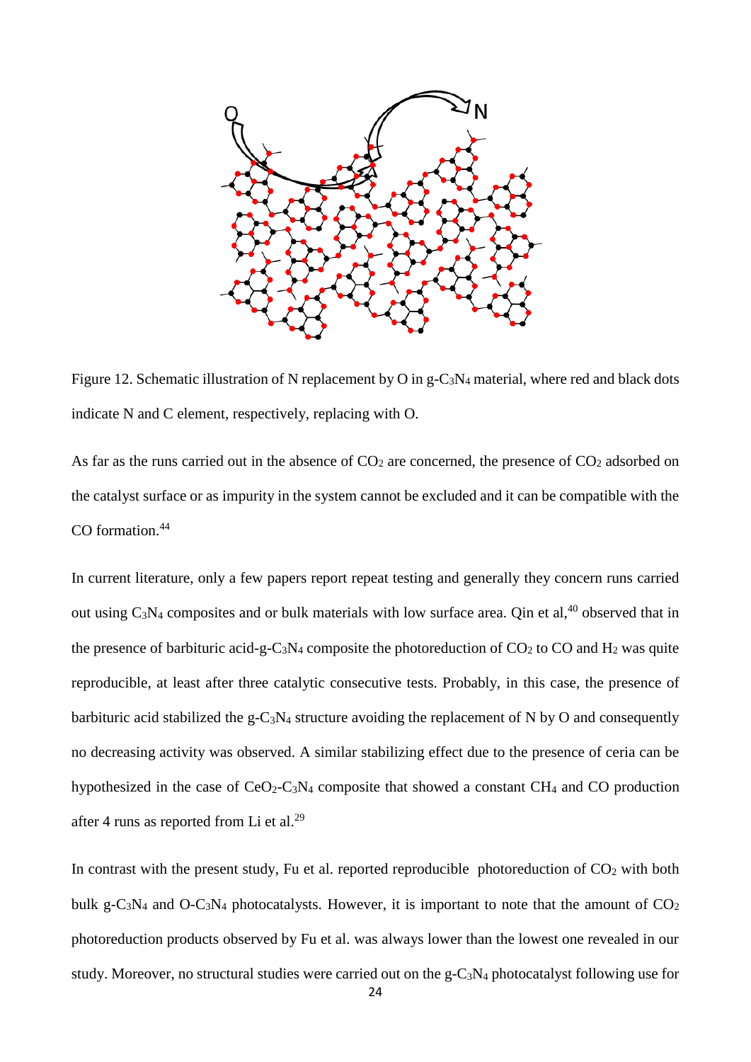O

N

Figure 12. Schematic illustration of N replacement by O in g-$C_3N_4$ material, where red and black dots indicate N and C element, respectively, replacing with O.

As far as the runs carried out in the absence of $CO_2$ are concerned, the presence of $CO_2$ adsorbed on the catalyst surface or as impurity in the system cannot be excluded and it can be compatible with the CO formation.[44]

In current literature, only a few papers report repeat testing and generally they concern runs carried out using $C_3N_4$ composites and or bulk materials with low surface area. Qin et al,[40] observed that in the presence of barbituric acid-g-$C_3N_4$ composite the photoreduction of $CO_2$ to CO and $H_2$ was quite reproducible, at least after three catalytic consecutive tests. Probably, in this case, the presence of barbituric acid stabilized the g-$C_3N_4$ structure avoiding the replacement of N by O and consequently no decreasing activity was observed. A similar stabilizing effect due to the presence of ceria can be hypothesized in the case of $CeO_2$-$C_3N_4$ composite that showed a constant $CH_4$ and CO production after 4 runs as reported from Li et al.[29]

In contrast with the present study, Fu et al. reported reproducible photoreduction of $CO_2$ with both bulk g-$C_3N_4$ and O-$C_3N_4$ photocatalysts. However, it is important to note that the amount of $CO_2$ photoreduction products observed by Fu et al. was always lower than the lowest one revealed in our study. Moreover, no structural studies were carried out on the g-$C_3N_4$ photocatalyst following use for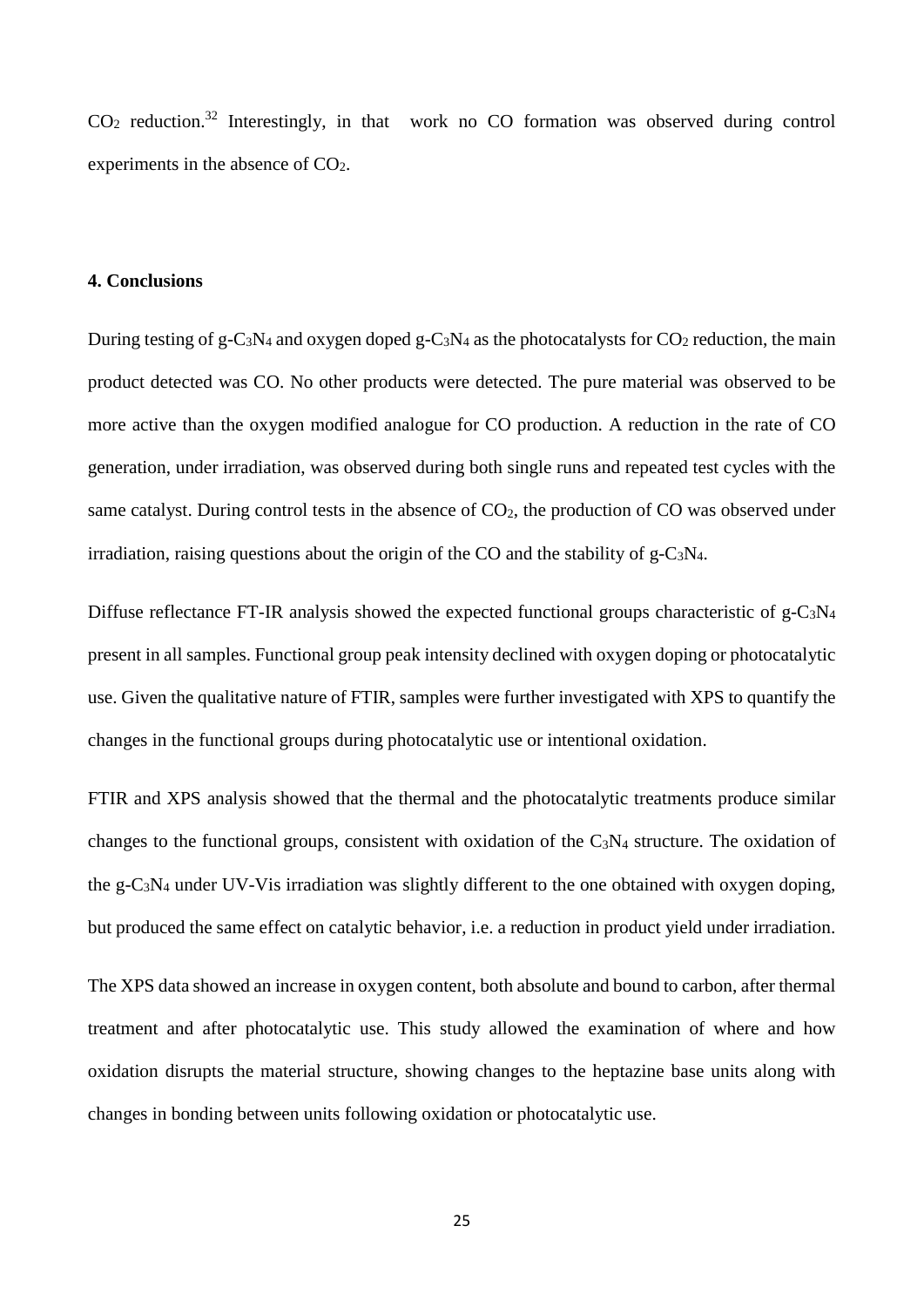$CO_2$ reduction.[32] Interestingly, in that work no CO formation was observed during control experiments in the absence of $CO_2$.

## 4. Conclusions

During testing of g-$C_3N_4$ and oxygen doped g-$C_3N_4$ as the photocatalysts for $CO_2$ reduction, the main product detected was CO. No other products were detected. The pure material was observed to be more active than the oxygen modified analogue for CO production. A reduction in the rate of CO generation, under irradiation, was observed during both single runs and repeated test cycles with the same catalyst. During control tests in the absence of $CO_2$, the production of CO was observed under irradiation, raising questions about the origin of the CO and the stability of g-$C_3N_4$.

Diffuse reflectance FT-IR analysis showed the expected functional groups characteristic of g-$C_3N_4$ present in all samples. Functional group peak intensity declined with oxygen doping or photocatalytic use. Given the qualitative nature of FTIR, samples were further investigated with XPS to quantify the changes in the functional groups during photocatalytic use or intentional oxidation.

FTIR and XPS analysis showed that the thermal and the photocatalytic treatments produce similar changes to the functional groups, consistent with oxidation of the $C_3N_4$ structure. The oxidation of the g-$C_3N_4$ under UV-Vis irradiation was slightly different to the one obtained with oxygen doping, but produced the same effect on catalytic behavior, i.e. a reduction in product yield under irradiation.

The XPS data showed an increase in oxygen content, both absolute and bound to carbon, after thermal treatment and after photocatalytic use. This study allowed the examination of where and how oxidation disrupts the material structure, showing changes to the heptazine base units along with changes in bonding between units following oxidation or photocatalytic use.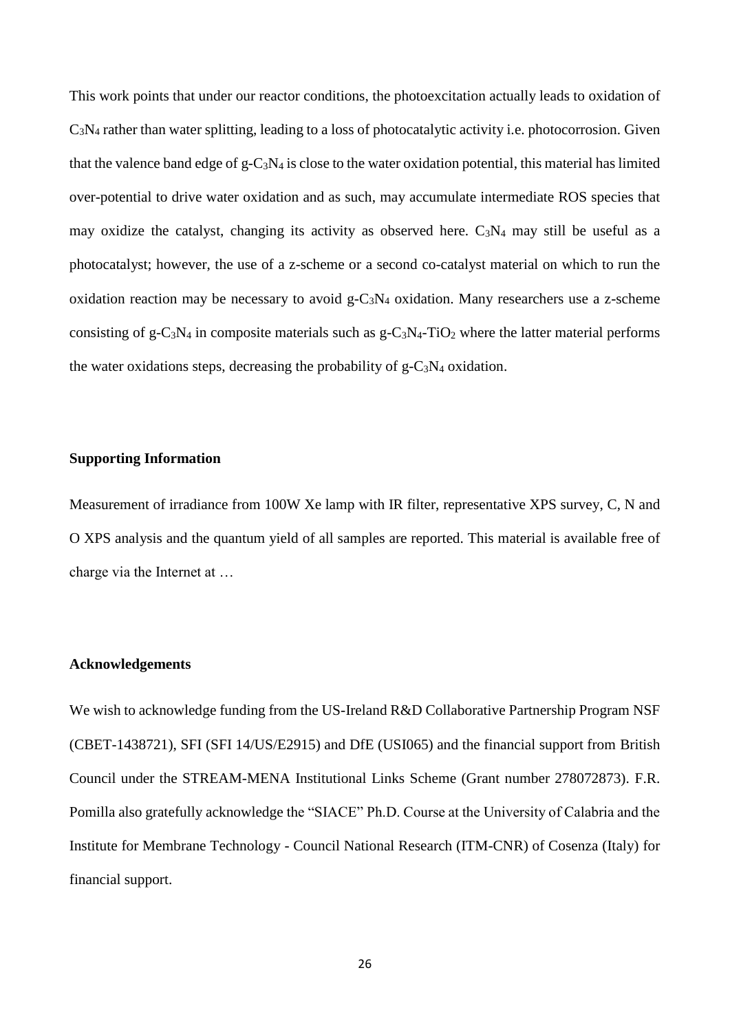This work points that under our reactor conditions, the photoexcitation actually leads to oxidation of $C_3N_4$ rather than water splitting, leading to a loss of photocatalytic activity i.e. photocorrosion. Given that the valence band edge of g-$C_3N_4$ is close to the water oxidation potential, this material has limited over-potential to drive water oxidation and as such, may accumulate intermediate ROS species that may oxidize the catalyst, changing its activity as observed here. $C_3N_4$ may still be useful as a photocatalyst; however, the use of a z-scheme or a second co-catalyst material on which to run the oxidation reaction may be necessary to avoid g-$C_3N_4$ oxidation. Many researchers use a z-scheme consisting of g-$C_3N_4$ in composite materials such as g-$C_3N_4$-$TiO_2$ where the latter material performs the water oxidations steps, decreasing the probability of g-$C_3N_4$ oxidation.

## Supporting Information

Measurement of irradiance from 100W Xe lamp with IR filter, representative XPS survey, C, N and O XPS analysis and the quantum yield of all samples are reported. This material is available free of charge via the Internet at …

## Acknowledgements

We wish to acknowledge funding from the US-Ireland R&D Collaborative Partnership Program NSF (CBET-1438721), SFI (SFI 14/US/E2915) and DfE (USI065) and the financial support from British Council under the STREAM-MENA Institutional Links Scheme (Grant number 278072873). F.R. Pomilla also gratefully acknowledge the "SIACE" Ph.D. Course at the University of Calabria and the Institute for Membrane Technology - Council National Research (ITM-CNR) of Cosenza (Italy) for financial support.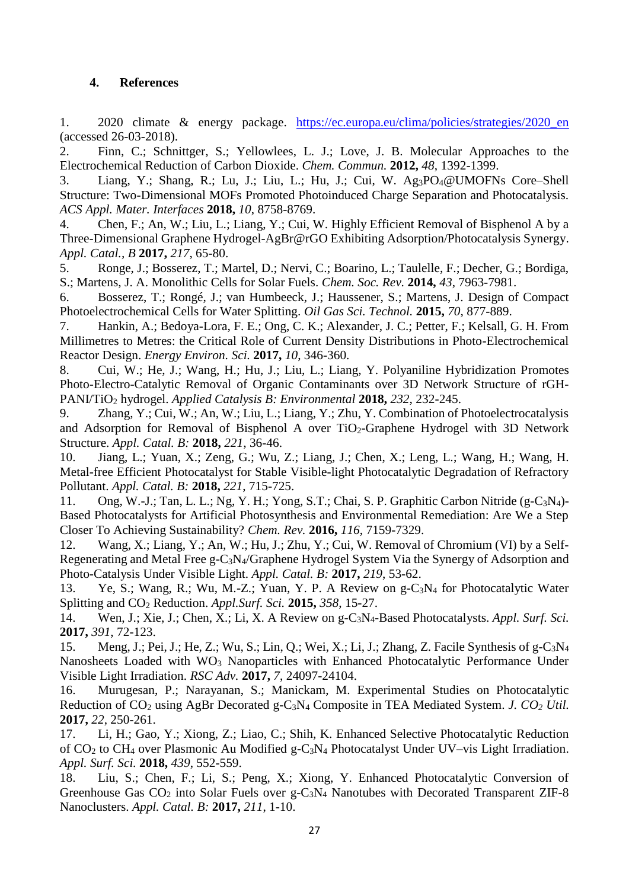## 4. References

1. 2020 climate & energy package. https://ec.europa.eu/clima/policies/strategies/2020_en (accessed 26-03-2018).
2. Finn, C.; Schnittger, S.; Yellowlees, L. J.; Love, J. B. Molecular Approaches to the Electrochemical Reduction of Carbon Dioxide. *Chem. Commun.* **2012,** *48*, 1392-1399.
3. Liang, Y.; Shang, R.; Lu, J.; Liu, L.; Hu, J.; Cui, W. $Ag_3PO_4$@UMOFNs Core–Shell Structure: Two-Dimensional MOFs Promoted Photoinduced Charge Separation and Photocatalysis. *ACS Appl. Mater. Interfaces* **2018,** *10*, 8758-8769.
4. Chen, F.; An, W.; Liu, L.; Liang, Y.; Cui, W. Highly Efficient Removal of Bisphenol A by a Three-Dimensional Graphene Hydrogel-AgBr@rGO Exhibiting Adsorption/Photocatalysis Synergy. *Appl. Catal., B* **2017,** *217*, 65-80.
5. Ronge, J.; Bosserez, T.; Martel, D.; Nervi, C.; Boarino, L.; Taulelle, F.; Decher, G.; Bordiga, S.; Martens, J. A. Monolithic Cells for Solar Fuels. *Chem. Soc. Rev.* **2014,** *43*, 7963-7981.
6. Bosserez, T.; Rongé, J.; van Humbeeck, J.; Haussener, S.; Martens, J. Design of Compact Photoelectrochemical Cells for Water Splitting. *Oil Gas Sci. Technol.* **2015,** *70*, 877-889.
7. Hankin, A.; Bedoya-Lora, F. E.; Ong, C. K.; Alexander, J. C.; Petter, F.; Kelsall, G. H. From Millimetres to Metres: the Critical Role of Current Density Distributions in Photo-Electrochemical Reactor Design. *Energy Environ. Sci.* **2017,** *10*, 346-360.
8. Cui, W.; He, J.; Wang, H.; Hu, J.; Liu, L.; Liang, Y. Polyaniline Hybridization Promotes Photo-Electro-Catalytic Removal of Organic Contaminants over 3D Network Structure of rGH-PANI/$TiO_2$ hydrogel. *Applied Catalysis B: Environmental* **2018,** *232*, 232-245.
9. Zhang, Y.; Cui, W.; An, W.; Liu, L.; Liang, Y.; Zhu, Y. Combination of Photoelectrocatalysis and Adsorption for Removal of Bisphenol A over $TiO_2$-Graphene Hydrogel with 3D Network Structure. *Appl. Catal. B:* **2018,** *221*, 36-46.
10. Jiang, L.; Yuan, X.; Zeng, G.; Wu, Z.; Liang, J.; Chen, X.; Leng, L.; Wang, H.; Wang, H. Metal-free Efficient Photocatalyst for Stable Visible-light Photocatalytic Degradation of Refractory Pollutant. *Appl. Catal. B:* **2018,** *221*, 715-725.
11. Ong, W.-J.; Tan, L. L.; Ng, Y. H.; Yong, S.T.; Chai, S. P. Graphitic Carbon Nitride (g-$C_3N_4$)-Based Photocatalysts for Artificial Photosynthesis and Environmental Remediation: Are We a Step Closer To Achieving Sustainability? *Chem. Rev.* **2016,** *116*, 7159-7329.
12. Wang, X.; Liang, Y.; An, W.; Hu, J.; Zhu, Y.; Cui, W. Removal of Chromium (VI) by a Self-Regenerating and Metal Free g-$C_3N_4$/Graphene Hydrogel System Via the Synergy of Adsorption and Photo-Catalysis Under Visible Light. *Appl. Catal. B:* **2017,** *219*, 53-62.
13. Ye, S.; Wang, R.; Wu, M.-Z.; Yuan, Y. P. A Review on g-$C_3N_4$ for Photocatalytic Water Splitting and $CO_2$ Reduction. *Appl.Surf. Sci.* **2015,** *358*, 15-27.
14. Wen, J.; Xie, J.; Chen, X.; Li, X. A Review on g-$C_3N_4$-Based Photocatalysts. *Appl. Surf. Sci.* **2017,** *391*, 72-123.
15. Meng, J.; Pei, J.; He, Z.; Wu, S.; Lin, Q.; Wei, X.; Li, J.; Zhang, Z. Facile Synthesis of g-$C_3N_4$ Nanosheets Loaded with $WO_3$ Nanoparticles with Enhanced Photocatalytic Performance Under Visible Light Irradiation. *RSC Adv.* **2017,** *7*, 24097-24104.
16. Murugesan, P.; Narayanan, S.; Manickam, M. Experimental Studies on Photocatalytic Reduction of $CO_2$ using AgBr Decorated g-$C_3N_4$ Composite in TEA Mediated System. *J. $CO_2$ Util.* **2017,** *22*, 250-261.
17. Li, H.; Gao, Y.; Xiong, Z.; Liao, C.; Shih, K. Enhanced Selective Photocatalytic Reduction of $CO_2$ to $CH_4$ over Plasmonic Au Modified g-$C_3N_4$ Photocatalyst Under UV–vis Light Irradiation. *Appl. Surf. Sci.* **2018,** *439*, 552-559.
18. Liu, S.; Chen, F.; Li, S.; Peng, X.; Xiong, Y. Enhanced Photocatalytic Conversion of Greenhouse Gas $CO_2$ into Solar Fuels over g-$C_3N_4$ Nanotubes with Decorated Transparent ZIF-8 Nanoclusters. *Appl. Catal. B:* **2017,** *211*, 1-10.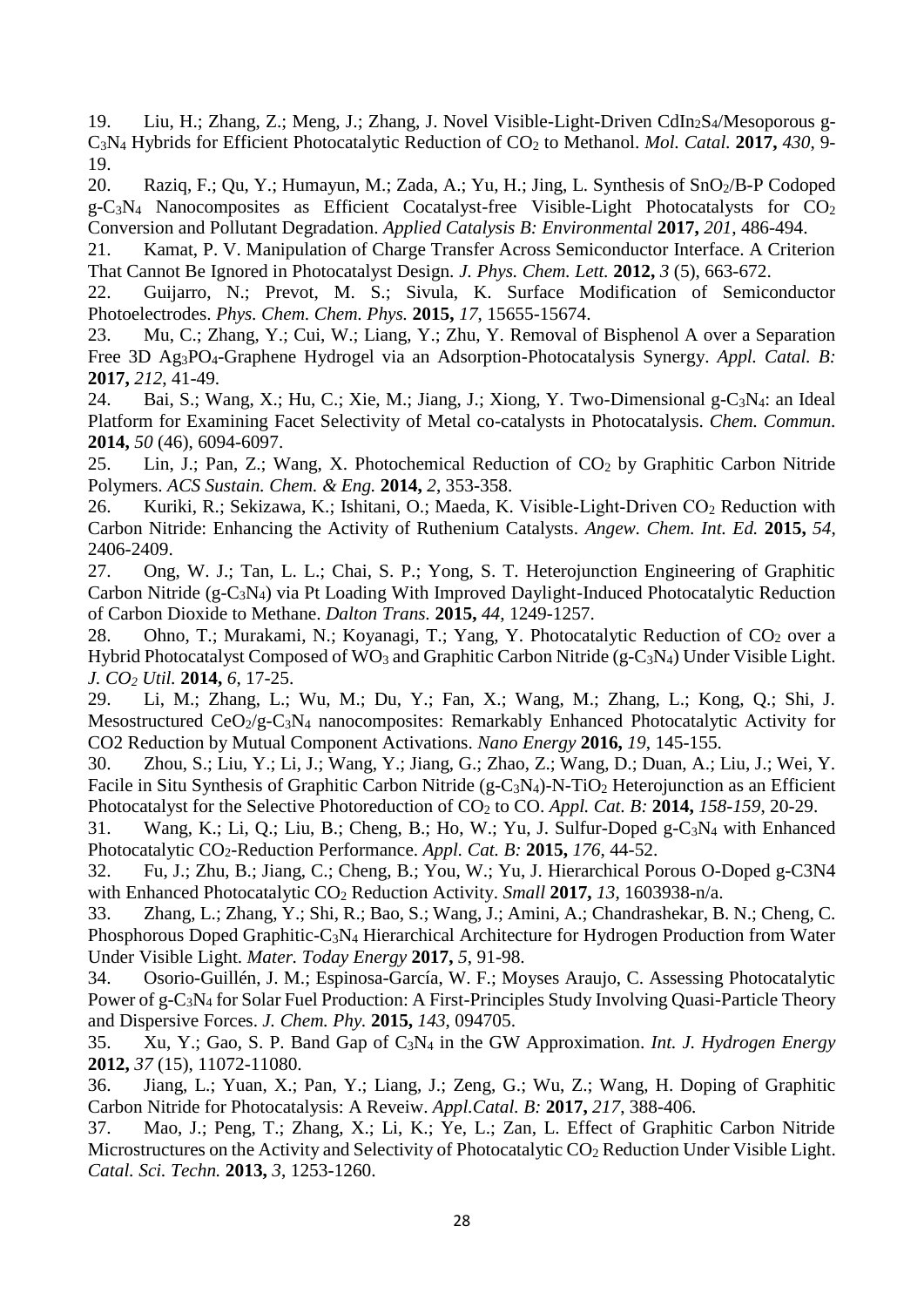19. Liu, H.; Zhang, Z.; Meng, J.; Zhang, J. Novel Visible-Light-Driven $CdIn_2S_4$/Mesoporous g-$C_3N_4$ Hybrids for Efficient Photocatalytic Reduction of $CO_2$ to Methanol. *Mol. Catal.* **2017,** *430*, 9-19.

20. Raziq, F.; Qu, Y.; Humayun, M.; Zada, A.; Yu, H.; Jing, L. Synthesis of $SnO_2$/B-P Codoped g-$C_3N_4$ Nanocomposites as Efficient Cocatalyst-free Visible-Light Photocatalysts for $CO_2$ Conversion and Pollutant Degradation. *Applied Catalysis B: Environmental* **2017,** *201*, 486-494.

21. Kamat, P. V. Manipulation of Charge Transfer Across Semiconductor Interface. A Criterion That Cannot Be Ignored in Photocatalyst Design. *J. Phys. Chem. Lett.* **2012,** *3* (5), 663-672.

22. Guijarro, N.; Prevot, M. S.; Sivula, K. Surface Modification of Semiconductor Photoelectrodes. *Phys. Chem. Chem. Phys.* **2015,** *17*, 15655-15674.

23. Mu, C.; Zhang, Y.; Cui, W.; Liang, Y.; Zhu, Y. Removal of Bisphenol A over a Separation Free 3D $Ag_3PO_4$-Graphene Hydrogel via an Adsorption-Photocatalysis Synergy. *Appl. Catal. B:* **2017,** *212*, 41-49.

24. Bai, S.; Wang, X.; Hu, C.; Xie, M.; Jiang, J.; Xiong, Y. Two-Dimensional g-$C_3N_4$: an Ideal Platform for Examining Facet Selectivity of Metal co-catalysts in Photocatalysis. *Chem. Commun.* **2014,** *50* (46), 6094-6097.

25. Lin, J.; Pan, Z.; Wang, X. Photochemical Reduction of $CO_2$ by Graphitic Carbon Nitride Polymers. *ACS Sustain. Chem. & Eng.* **2014,** *2*, 353-358.

26. Kuriki, R.; Sekizawa, K.; Ishitani, O.; Maeda, K. Visible-Light-Driven $CO_2$ Reduction with Carbon Nitride: Enhancing the Activity of Ruthenium Catalysts. *Angew. Chem. Int. Ed.* **2015,** *54*, 2406-2409.

27. Ong, W. J.; Tan, L. L.; Chai, S. P.; Yong, S. T. Heterojunction Engineering of Graphitic Carbon Nitride (g-$C_3N_4$) via Pt Loading With Improved Daylight-Induced Photocatalytic Reduction of Carbon Dioxide to Methane. *Dalton Trans.* **2015,** *44*, 1249-1257.

28. Ohno, T.; Murakami, N.; Koyanagi, T.; Yang, Y. Photocatalytic Reduction of $CO_2$ over a Hybrid Photocatalyst Composed of $WO_3$ and Graphitic Carbon Nitride (g-$C_3N_4$) Under Visible Light. *J. $CO_2$ Util.* **2014,** *6*, 17-25.

29. Li, M.; Zhang, L.; Wu, M.; Du, Y.; Fan, X.; Wang, M.; Zhang, L.; Kong, Q.; Shi, J. Mesostructured $CeO_2$/g-$C_3N_4$ nanocomposites: Remarkably Enhanced Photocatalytic Activity for CO2 Reduction by Mutual Component Activations. *Nano Energy* **2016,** *19*, 145-155.

30. Zhou, S.; Liu, Y.; Li, J.; Wang, Y.; Jiang, G.; Zhao, Z.; Wang, D.; Duan, A.; Liu, J.; Wei, Y. Facile in Situ Synthesis of Graphitic Carbon Nitride (g-$C_3N_4$)-N-$TiO_2$ Heterojunction as an Efficient Photocatalyst for the Selective Photoreduction of $CO_2$ to CO. *Appl. Cat. B:* **2014,** *158-159*, 20-29.

31. Wang, K.; Li, Q.; Liu, B.; Cheng, B.; Ho, W.; Yu, J. Sulfur-Doped g-$C_3N_4$ with Enhanced Photocatalytic $CO_2$-Reduction Performance. *Appl. Cat. B:* **2015,** *176*, 44-52.

32. Fu, J.; Zhu, B.; Jiang, C.; Cheng, B.; You, W.; Yu, J. Hierarchical Porous O-Doped g-C3N4 with Enhanced Photocatalytic $CO_2$ Reduction Activity. *Small* **2017,** *13*, 1603938-n/a.

33. Zhang, L.; Zhang, Y.; Shi, R.; Bao, S.; Wang, J.; Amini, A.; Chandrashekar, B. N.; Cheng, C. Phosphorous Doped Graphitic-$C_3N_4$ Hierarchical Architecture for Hydrogen Production from Water Under Visible Light. *Mater. Today Energy* **2017,** *5*, 91-98.

34. Osorio-Guillén, J. M.; Espinosa-García, W. F.; Moyses Araujo, C. Assessing Photocatalytic Power of g-$C_3N_4$ for Solar Fuel Production: A First-Principles Study Involving Quasi-Particle Theory and Dispersive Forces. *J. Chem. Phy.* **2015,** *143*, 094705.

35. Xu, Y.; Gao, S. P. Band Gap of $C_3N_4$ in the GW Approximation. *Int. J. Hydrogen Energy* **2012,** *37* (15), 11072-11080.

36. Jiang, L.; Yuan, X.; Pan, Y.; Liang, J.; Zeng, G.; Wu, Z.; Wang, H. Doping of Graphitic Carbon Nitride for Photocatalysis: A Reveiw. *Appl.Catal. B:* **2017,** *217*, 388-406.

37. Mao, J.; Peng, T.; Zhang, X.; Li, K.; Ye, L.; Zan, L. Effect of Graphitic Carbon Nitride Microstructures on the Activity and Selectivity of Photocatalytic $CO_2$ Reduction Under Visible Light. *Catal. Sci. Techn.* **2013,** *3*, 1253-1260.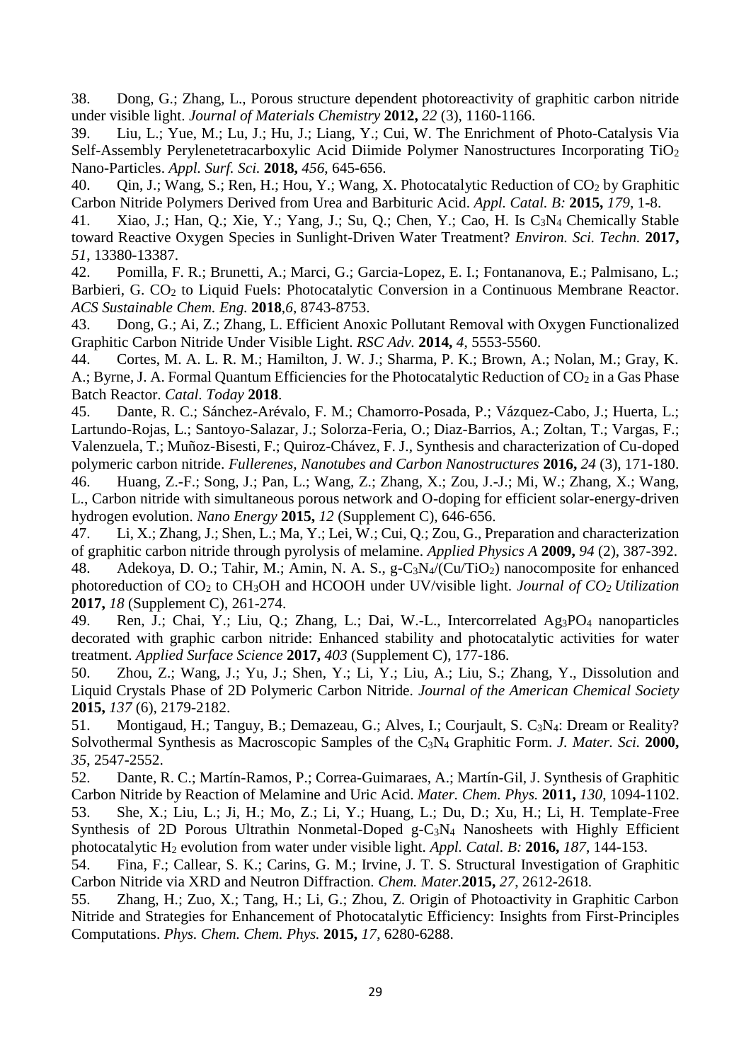38. Dong, G.; Zhang, L., Porous structure dependent photoreactivity of graphitic carbon nitride under visible light. *Journal of Materials Chemistry* **2012,** *22* (3), 1160-1166.

39. Liu, L.; Yue, M.; Lu, J.; Hu, J.; Liang, Y.; Cui, W. The Enrichment of Photo-Catalysis Via Self-Assembly Perylenetetracarboxylic Acid Diimide Polymer Nanostructures Incorporating $TiO_2$ Nano-Particles. *Appl. Surf. Sci.* **2018,** *456*, 645-656.

40. Qin, J.; Wang, S.; Ren, H.; Hou, Y.; Wang, X. Photocatalytic Reduction of $CO_2$ by Graphitic Carbon Nitride Polymers Derived from Urea and Barbituric Acid. *Appl. Catal. B:* **2015,** *179*, 1-8.

41. Xiao, J.; Han, Q.; Xie, Y.; Yang, J.; Su, Q.; Chen, Y.; Cao, H. Is $C_3N_4$ Chemically Stable toward Reactive Oxygen Species in Sunlight-Driven Water Treatment? *Environ. Sci. Techn.* **2017,** *51*, 13380-13387.

42. Pomilla, F. R.; Brunetti, A.; Marci, G.; Garcia-Lopez, E. I.; Fontananova, E.; Palmisano, L.; Barbieri, G. $CO_2$ to Liquid Fuels: Photocatalytic Conversion in a Continuous Membrane Reactor. *ACS Sustainable Chem. Eng.* **2018**,*6*, 8743-8753.

43. Dong, G.; Ai, Z.; Zhang, L. Efficient Anoxic Pollutant Removal with Oxygen Functionalized Graphitic Carbon Nitride Under Visible Light. *RSC Adv.* **2014,** *4*, 5553-5560.

44. Cortes, M. A. L. R. M.; Hamilton, J. W. J.; Sharma, P. K.; Brown, A.; Nolan, M.; Gray, K. A.; Byrne, J. A. Formal Quantum Efficiencies for the Photocatalytic Reduction of $CO_2$ in a Gas Phase Batch Reactor. *Catal. Today* **2018**.

45. Dante, R. C.; Sánchez-Arévalo, F. M.; Chamorro-Posada, P.; Vázquez-Cabo, J.; Huerta, L.; Lartundo-Rojas, L.; Santoyo-Salazar, J.; Solorza-Feria, O.; Diaz-Barrios, A.; Zoltan, T.; Vargas, F.; Valenzuela, T.; Muñoz-Bisesti, F.; Quiroz-Chávez, F. J., Synthesis and characterization of Cu-doped polymeric carbon nitride. *Fullerenes, Nanotubes and Carbon Nanostructures* **2016,** *24* (3), 171-180.

46. Huang, Z.-F.; Song, J.; Pan, L.; Wang, Z.; Zhang, X.; Zou, J.-J.; Mi, W.; Zhang, X.; Wang, L., Carbon nitride with simultaneous porous network and O-doping for efficient solar-energy-driven hydrogen evolution. *Nano Energy* **2015,** *12* (Supplement C), 646-656.

47. Li, X.; Zhang, J.; Shen, L.; Ma, Y.; Lei, W.; Cui, Q.; Zou, G., Preparation and characterization of graphitic carbon nitride through pyrolysis of melamine. *Applied Physics A* **2009,** *94* (2), 387-392.

48. Adekoya, D. O.; Tahir, M.; Amin, N. A. S., g-$C_3N_4$/(Cu/$TiO_2$) nanocomposite for enhanced photoreduction of $CO_2$ to $CH_3OH$ and HCOOH under UV/visible light. *Journal of $CO_2$ Utilization* **2017,** *18* (Supplement C), 261-274.

49. Ren, J.; Chai, Y.; Liu, Q.; Zhang, L.; Dai, W.-L., Intercorrelated $Ag_3PO_4$ nanoparticles decorated with graphic carbon nitride: Enhanced stability and photocatalytic activities for water treatment. *Applied Surface Science* **2017,** *403* (Supplement C), 177-186.

50. Zhou, Z.; Wang, J.; Yu, J.; Shen, Y.; Li, Y.; Liu, A.; Liu, S.; Zhang, Y., Dissolution and Liquid Crystals Phase of 2D Polymeric Carbon Nitride. *Journal of the American Chemical Society* **2015,** *137* (6), 2179-2182.

51. Montigaud, H.; Tanguy, B.; Demazeau, G.; Alves, I.; Courjault, S. $C_3N_4$: Dream or Reality? Solvothermal Synthesis as Macroscopic Samples of the $C_3N_4$ Graphitic Form. *J. Mater. Sci.* **2000,** *35*, 2547-2552.

52. Dante, R. C.; Martín-Ramos, P.; Correa-Guimaraes, A.; Martín-Gil, J. Synthesis of Graphitic Carbon Nitride by Reaction of Melamine and Uric Acid. *Mater. Chem. Phys.* **2011,** *130*, 1094-1102.

53. She, X.; Liu, L.; Ji, H.; Mo, Z.; Li, Y.; Huang, L.; Du, D.; Xu, H.; Li, H. Template-Free Synthesis of 2D Porous Ultrathin Nonmetal-Doped g-$C_3N_4$ Nanosheets with Highly Efficient photocatalytic $H_2$ evolution from water under visible light. *Appl. Catal. B:* **2016,** *187*, 144-153.

54. Fina, F.; Callear, S. K.; Carins, G. M.; Irvine, J. T. S. Structural Investigation of Graphitic Carbon Nitride via XRD and Neutron Diffraction. *Chem. Mater.***2015,** *27*, 2612-2618.

55. Zhang, H.; Zuo, X.; Tang, H.; Li, G.; Zhou, Z. Origin of Photoactivity in Graphitic Carbon Nitride and Strategies for Enhancement of Photocatalytic Efficiency: Insights from First-Principles Computations. *Phys. Chem. Chem. Phys.* **2015,** *17*, 6280-6288.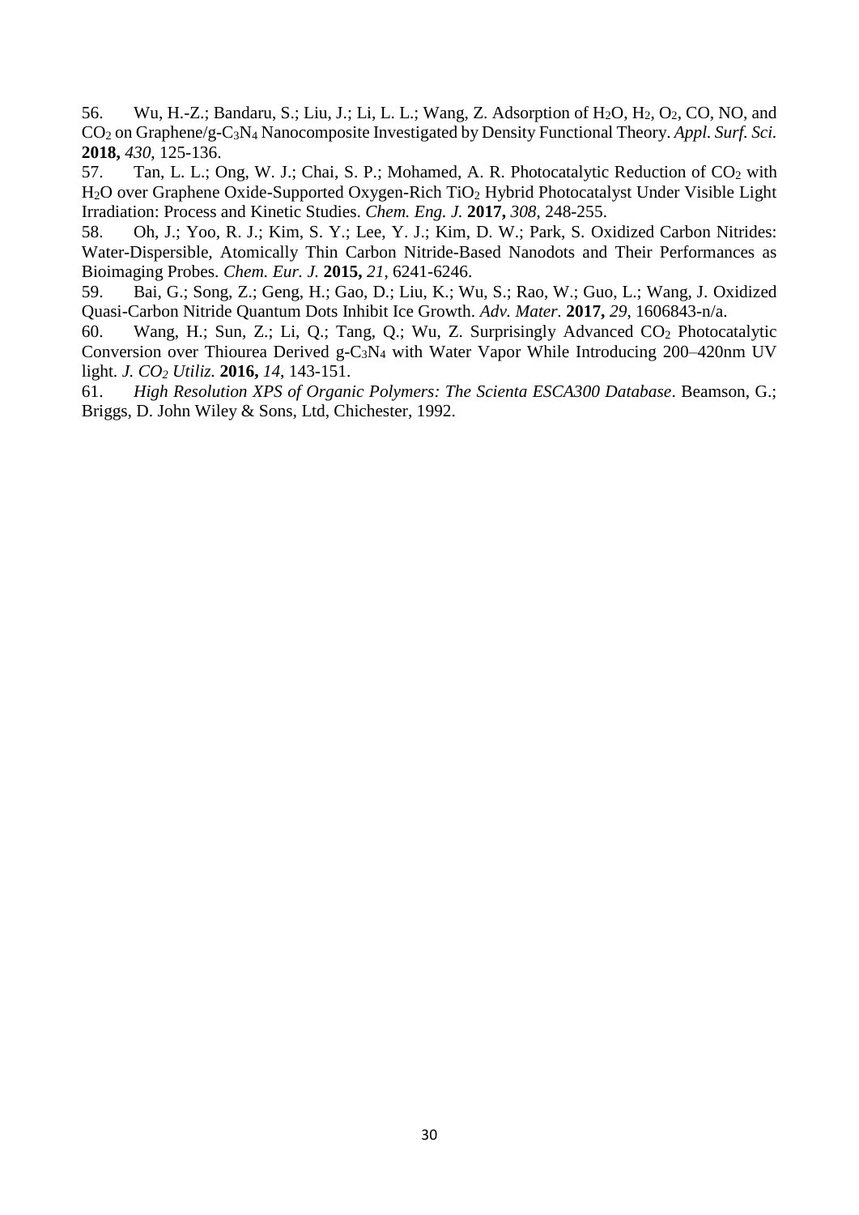56. Wu, H.-Z.; Bandaru, S.; Liu, J.; Li, L. L.; Wang, Z. Adsorption of $H_2O$, $H_2$, $O_2$, CO, NO, and $CO_2$ on Graphene/g-$C_3N_4$ Nanocomposite Investigated by Density Functional Theory. *Appl. Surf. Sci.* **2018,** *430*, 125-136.

57. Tan, L. L.; Ong, W. J.; Chai, S. P.; Mohamed, A. R. Photocatalytic Reduction of $CO_2$ with $H_2O$ over Graphene Oxide-Supported Oxygen-Rich $TiO_2$ Hybrid Photocatalyst Under Visible Light Irradiation: Process and Kinetic Studies. *Chem. Eng. J.* **2017,** *308*, 248-255.

58. Oh, J.; Yoo, R. J.; Kim, S. Y.; Lee, Y. J.; Kim, D. W.; Park, S. Oxidized Carbon Nitrides: Water-Dispersible, Atomically Thin Carbon Nitride-Based Nanodots and Their Performances as Bioimaging Probes. *Chem. Eur. J.* **2015,** *21*, 6241-6246.

59. Bai, G.; Song, Z.; Geng, H.; Gao, D.; Liu, K.; Wu, S.; Rao, W.; Guo, L.; Wang, J. Oxidized Quasi-Carbon Nitride Quantum Dots Inhibit Ice Growth. *Adv. Mater.* **2017,** *29*, 1606843-n/a.

60. Wang, H.; Sun, Z.; Li, Q.; Tang, Q.; Wu, Z. Surprisingly Advanced $CO_2$ Photocatalytic Conversion over Thiourea Derived g-$C_3N_4$ with Water Vapor While Introducing 200–420nm UV light. *J. $CO_2$ Utiliz.* **2016,** *14*, 143-151.

61. *High Resolution XPS of Organic Polymers: The Scienta ESCA300 Database*. Beamson, G.; Briggs, D. John Wiley & Sons, Ltd, Chichester, 1992.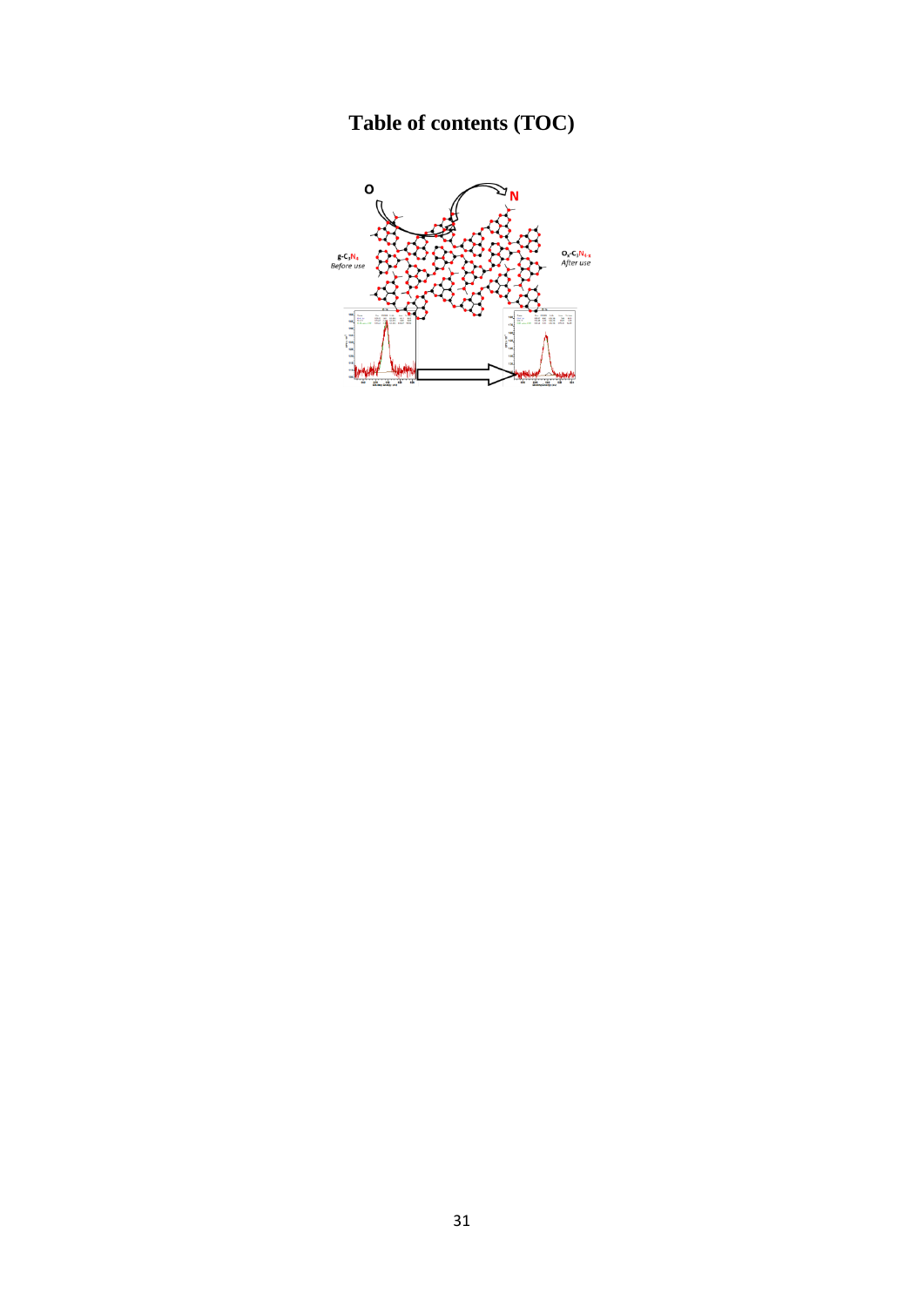# Table of contents (TOC)

O

N

$g\text{-}C_3N_4$
*Before use*

$O_x\text{-}C_3N_{4\text{-}x}$
*After use*